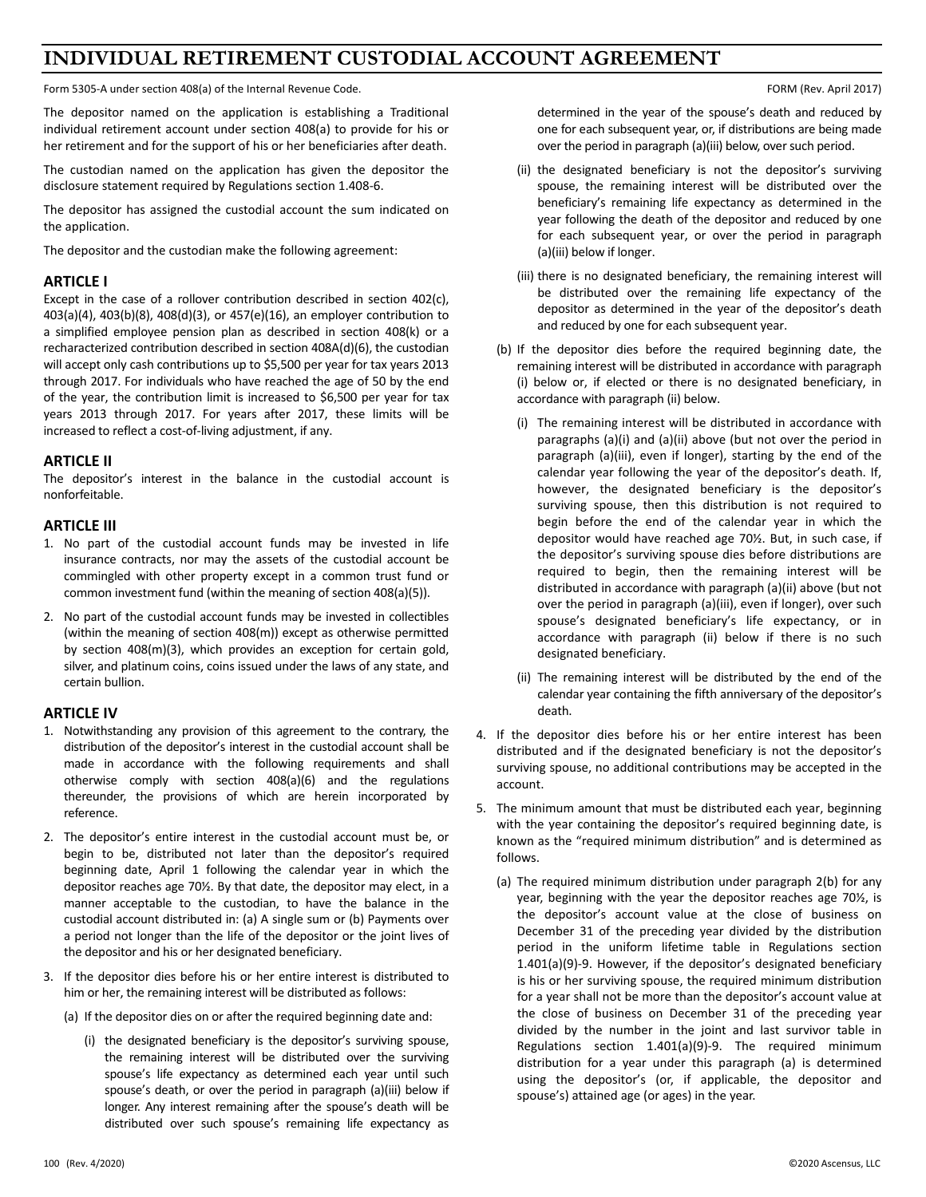# INDIVIDUAL RETIREMENT CUSTODIAL ACCOUNT AGREEMENT

Form 5305-A under section 408(a) of the Internal Revenue Code. FORM (Rev. April 2017)

The depositor named on the application is establishing a Traditional individual retirement account under section 408(a) to provide for his or her retirement and for the support of his or her beneficiaries after death.

The custodian named on the application has given the depositor the disclosure statement required by Regulations section 1.408-6.

The depositor has assigned the custodial account the sum indicated on the application.

The depositor and the custodian make the following agreement:

## ARTICLE I

Except in the case of a rollover contribution described in section 402(c), 403(a)(4), 403(b)(8), 408(d)(3), or 457(e)(16), an employer contribution to a simplified employee pension plan as described in section 408(k) or a recharacterized contribution described in section 408A(d)(6), the custodian will accept only cash contributions up to $5,500 per year for tax years 2013 through 2017. For individuals who have reached the age of 50 by the end of the year, the contribution limit is increased to $6,500 per year for tax years 2013 through 2017. For years after 2017, these limits will be increased to reflect a cost-of-living adjustment, if any.

## ARTICLE II

The depositor's interest in the balance in the custodial account is nonforfeitable.

## ARTICLE III

1. No part of the custodial account funds may be invested in life insurance contracts, nor may the assets of the custodial account be commingled with other property except in a common trust fund or common investment fund (within the meaning of section 408(a)(5)).
2. No part of the custodial account funds may be invested in collectibles (within the meaning of section 408(m)) except as otherwise permitted by section 408(m)(3), which provides an exception for certain gold, silver, and platinum coins, coins issued under the laws of any state, and certain bullion.

## ARTICLE IV

1. Notwithstanding any provision of this agreement to the contrary, the distribution of the depositor's interest in the custodial account shall be made in accordance with the following requirements and shall otherwise comply with section 408(a)(6) and the regulations thereunder, the provisions of which are herein incorporated by reference.
2. The depositor's entire interest in the custodial account must be, or begin to be, distributed not later than the depositor's required beginning date, April 1 following the calendar year in which the depositor reaches age 70½. By that date, the depositor may elect, in a manner acceptable to the custodian, to have the balance in the custodial account distributed in: (a) A single sum or (b) Payments over a period not longer than the life of the depositor or the joint lives of the depositor and his or her designated beneficiary.
3. If the depositor dies before his or her entire interest is distributed to him or her, the remaining interest will be distributed as follows:
   - (a) If the depositor dies on or after the required beginning date and:
     - (i) the designated beneficiary is the depositor's surviving spouse, the remaining interest will be distributed over the surviving spouse's life expectancy as determined each year until such spouse's death, or over the period in paragraph (a)(iii) below if longer. Any interest remaining after the spouse's death will be distributed over such spouse's remaining life expectancy as determined in the year of the spouse's death and reduced by one for each subsequent year, or, if distributions are being made over the period in paragraph (a)(iii) below, over such period.
     - (ii) the designated beneficiary is not the depositor's surviving spouse, the remaining interest will be distributed over the beneficiary's remaining life expectancy as determined in the year following the death of the depositor and reduced by one for each subsequent year, or over the period in paragraph (a)(iii) below if longer.
     - (iii) there is no designated beneficiary, the remaining interest will be distributed over the remaining life expectancy of the depositor as determined in the year of the depositor's death and reduced by one for each subsequent year.
   - (b) If the depositor dies before the required beginning date, the remaining interest will be distributed in accordance with paragraph (i) below or, if elected or there is no designated beneficiary, in accordance with paragraph (ii) below.
     - (i) The remaining interest will be distributed in accordance with paragraphs (a)(i) and (a)(ii) above (but not over the period in paragraph (a)(iii), even if longer), starting by the end of the calendar year following the year of the depositor's death. If, however, the designated beneficiary is the depositor's surviving spouse, then this distribution is not required to begin before the end of the calendar year in which the depositor would have reached age 70½. But, in such case, if the depositor's surviving spouse dies before distributions are required to begin, then the remaining interest will be distributed in accordance with paragraph (a)(ii) above (but not over the period in paragraph (a)(iii), even if longer), over such spouse's designated beneficiary's life expectancy, or in accordance with paragraph (ii) below if there is no such designated beneficiary.
     - (ii) The remaining interest will be distributed by the end of the calendar year containing the fifth anniversary of the depositor's death.
4. If the depositor dies before his or her entire interest has been distributed and if the designated beneficiary is not the depositor's surviving spouse, no additional contributions may be accepted in the account.
5. The minimum amount that must be distributed each year, beginning with the year containing the depositor's required beginning date, is known as the "required minimum distribution" and is determined as follows.
   - (a) The required minimum distribution under paragraph 2(b) for any year, beginning with the year the depositor reaches age 70½, is the depositor's account value at the close of business on December 31 of the preceding year divided by the distribution period in the uniform lifetime table in Regulations section 1.401(a)(9)-9. However, if the depositor's designated beneficiary is his or her surviving spouse, the required minimum distribution for a year shall not be more than the depositor's account value at the close of business on December 31 of the preceding year divided by the number in the joint and last survivor table in Regulations section 1.401(a)(9)-9. The required minimum distribution for a year under this paragraph (a) is determined using the depositor's (or, if applicable, the depositor and spouse's) attained age (or ages) in the year.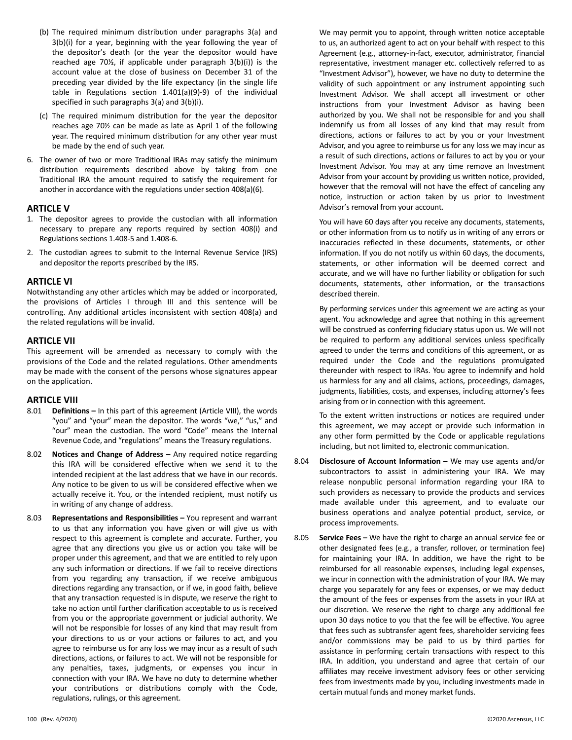(b) The required minimum distribution under paragraphs 3(a) and 3(b)(i) for a year, beginning with the year following the year of the depositor's death (or the year the depositor would have reached age 70½, if applicable under paragraph 3(b)(i)) is the account value at the close of business on December 31 of the preceding year divided by the life expectancy (in the single life table in Regulations section 1.401(a)(9)-9) of the individual specified in such paragraphs 3(a) and 3(b)(i).

(c) The required minimum distribution for the year the depositor reaches age 70½ can be made as late as April 1 of the following year. The required minimum distribution for any other year must be made by the end of such year.

6. The owner of two or more Traditional IRAs may satisfy the minimum distribution requirements described above by taking from one Traditional IRA the amount required to satisfy the requirement for another in accordance with the regulations under section 408(a)(6).

## ARTICLE V

1. The depositor agrees to provide the custodian with all information necessary to prepare any reports required by section 408(i) and Regulations sections 1.408-5 and 1.408-6.
2. The custodian agrees to submit to the Internal Revenue Service (IRS) and depositor the reports prescribed by the IRS.

## ARTICLE VI

Notwithstanding any other articles which may be added or incorporated, the provisions of Articles I through III and this sentence will be controlling. Any additional articles inconsistent with section 408(a) and the related regulations will be invalid.

## ARTICLE VII

This agreement will be amended as necessary to comply with the provisions of the Code and the related regulations. Other amendments may be made with the consent of the persons whose signatures appear on the application.

## ARTICLE VIII

8.01 **Definitions –** In this part of this agreement (Article VIII), the words "you" and "your" mean the depositor. The words "we," "us," and "our" mean the custodian. The word "Code" means the Internal Revenue Code, and "regulations" means the Treasury regulations.

8.02 **Notices and Change of Address –** Any required notice regarding this IRA will be considered effective when we send it to the intended recipient at the last address that we have in our records. Any notice to be given to us will be considered effective when we actually receive it. You, or the intended recipient, must notify us in writing of any change of address.

8.03 **Representations and Responsibilities –** You represent and warrant to us that any information you have given or will give us with respect to this agreement is complete and accurate. Further, you agree that any directions you give us or action you take will be proper under this agreement, and that we are entitled to rely upon any such information or directions. If we fail to receive directions from you regarding any transaction, if we receive ambiguous directions regarding any transaction, or if we, in good faith, believe that any transaction requested is in dispute, we reserve the right to take no action until further clarification acceptable to us is received from you or the appropriate government or judicial authority. We will not be responsible for losses of any kind that may result from your directions to us or your actions or failures to act, and you agree to reimburse us for any loss we may incur as a result of such directions, actions, or failures to act. We will not be responsible for any penalties, taxes, judgments, or expenses you incur in connection with your IRA. We have no duty to determine whether your contributions or distributions comply with the Code, regulations, rulings, or this agreement.

We may permit you to appoint, through written notice acceptable to us, an authorized agent to act on your behalf with respect to this Agreement (e.g., attorney-in-fact, executor, administrator, financial representative, investment manager etc. collectively referred to as "Investment Advisor"), however, we have no duty to determine the validity of such appointment or any instrument appointing such Investment Advisor. We shall accept all investment or other instructions from your Investment Advisor as having been authorized by you. We shall not be responsible for and you shall indemnify us from all losses of any kind that may result from directions, actions or failures to act by you or your Investment Advisor, and you agree to reimburse us for any loss we may incur as a result of such directions, actions or failures to act by you or your Investment Advisor. You may at any time remove an Investment Advisor from your account by providing us written notice, provided, however that the removal will not have the effect of canceling any notice, instruction or action taken by us prior to Investment Advisor's removal from your account.

You will have 60 days after you receive any documents, statements, or other information from us to notify us in writing of any errors or inaccuracies reflected in these documents, statements, or other information. If you do not notify us within 60 days, the documents, statements, or other information will be deemed correct and accurate, and we will have no further liability or obligation for such documents, statements, other information, or the transactions described therein.

By performing services under this agreement we are acting as your agent. You acknowledge and agree that nothing in this agreement will be construed as conferring fiduciary status upon us. We will not be required to perform any additional services unless specifically agreed to under the terms and conditions of this agreement, or as required under the Code and the regulations promulgated thereunder with respect to IRAs. You agree to indemnify and hold us harmless for any and all claims, actions, proceedings, damages, judgments, liabilities, costs, and expenses, including attorney's fees arising from or in connection with this agreement.

To the extent written instructions or notices are required under this agreement, we may accept or provide such information in any other form permitted by the Code or applicable regulations including, but not limited to, electronic communication.

8.04 **Disclosure of Account Information –** We may use agents and/or subcontractors to assist in administering your IRA. We may release nonpublic personal information regarding your IRA to such providers as necessary to provide the products and services made available under this agreement, and to evaluate our business operations and analyze potential product, service, or process improvements.

8.05 **Service Fees –** We have the right to charge an annual service fee or other designated fees (e.g., a transfer, rollover, or termination fee) for maintaining your IRA. In addition, we have the right to be reimbursed for all reasonable expenses, including legal expenses, we incur in connection with the administration of your IRA. We may charge you separately for any fees or expenses, or we may deduct the amount of the fees or expenses from the assets in your IRA at our discretion. We reserve the right to charge any additional fee upon 30 days notice to you that the fee will be effective. You agree that fees such as subtransfer agent fees, shareholder servicing fees and/or commissions may be paid to us by third parties for assistance in performing certain transactions with respect to this IRA. In addition, you understand and agree that certain of our affiliates may receive investment advisory fees or other servicing fees from investments made by you, including investments made in certain mutual funds and money market funds.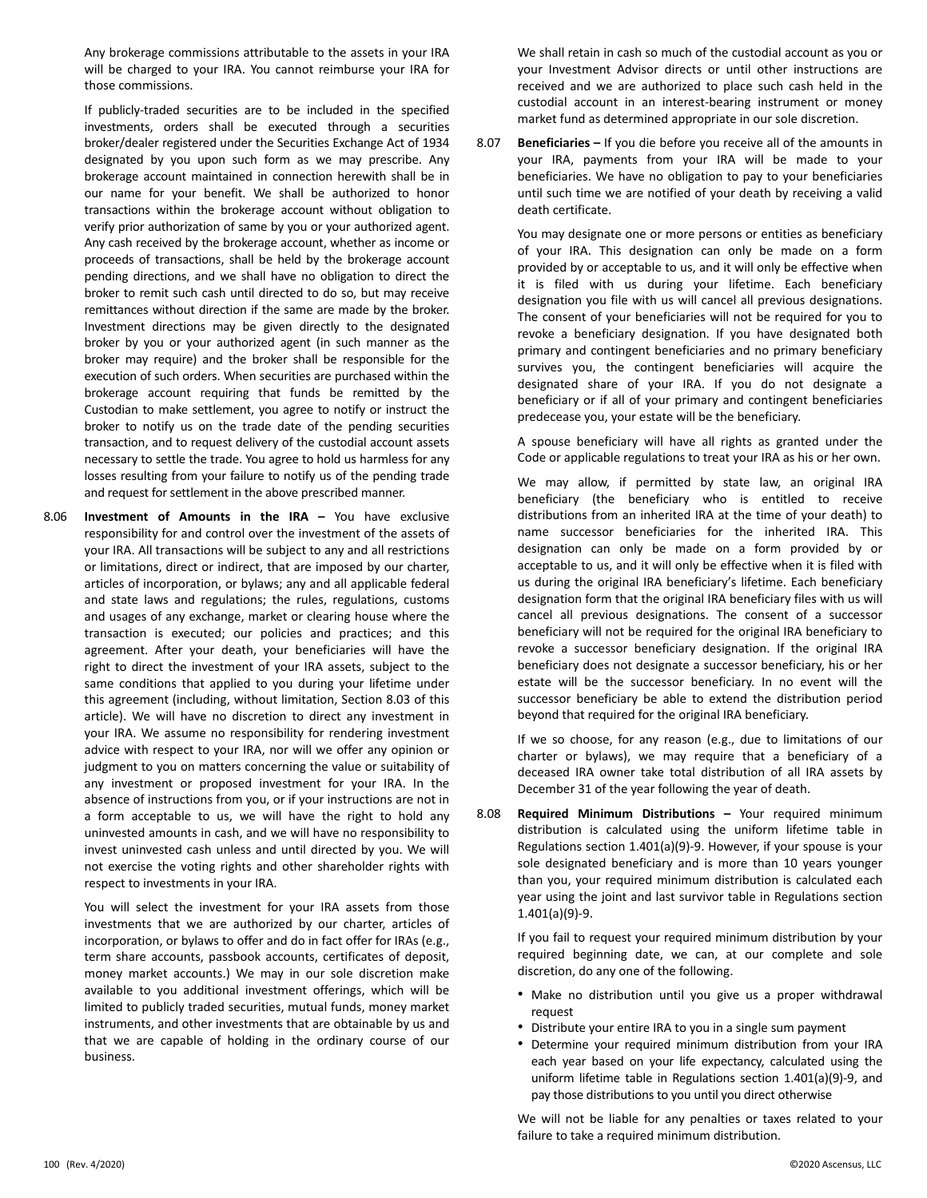Any brokerage commissions attributable to the assets in your IRA will be charged to your IRA. You cannot reimburse your IRA for those commissions.

If publicly-traded securities are to be included in the specified investments, orders shall be executed through a securities broker/dealer registered under the Securities Exchange Act of 1934 designated by you upon such form as we may prescribe. Any brokerage account maintained in connection herewith shall be in our name for your benefit. We shall be authorized to honor transactions within the brokerage account without obligation to verify prior authorization of same by you or your authorized agent. Any cash received by the brokerage account, whether as income or proceeds of transactions, shall be held by the brokerage account pending directions, and we shall have no obligation to direct the broker to remit such cash until directed to do so, but may receive remittances without direction if the same are made by the broker. Investment directions may be given directly to the designated broker by you or your authorized agent (in such manner as the broker may require) and the broker shall be responsible for the execution of such orders. When securities are purchased within the brokerage account requiring that funds be remitted by the Custodian to make settlement, you agree to notify or instruct the broker to notify us on the trade date of the pending securities transaction, and to request delivery of the custodial account assets necessary to settle the trade. You agree to hold us harmless for any losses resulting from your failure to notify us of the pending trade and request for settlement in the above prescribed manner.

8.06 **Investment of Amounts in the IRA –** You have exclusive responsibility for and control over the investment of the assets of your IRA. All transactions will be subject to any and all restrictions or limitations, direct or indirect, that are imposed by our charter, articles of incorporation, or bylaws; any and all applicable federal and state laws and regulations; the rules, regulations, customs and usages of any exchange, market or clearing house where the transaction is executed; our policies and practices; and this agreement. After your death, your beneficiaries will have the right to direct the investment of your IRA assets, subject to the same conditions that applied to you during your lifetime under this agreement (including, without limitation, Section 8.03 of this article). We will have no discretion to direct any investment in your IRA. We assume no responsibility for rendering investment advice with respect to your IRA, nor will we offer any opinion or judgment to you on matters concerning the value or suitability of any investment or proposed investment for your IRA. In the absence of instructions from you, or if your instructions are not in a form acceptable to us, we will have the right to hold any uninvested amounts in cash, and we will have no responsibility to invest uninvested cash unless and until directed by you. We will not exercise the voting rights and other shareholder rights with respect to investments in your IRA.

You will select the investment for your IRA assets from those investments that we are authorized by our charter, articles of incorporation, or bylaws to offer and do in fact offer for IRAs (e.g., term share accounts, passbook accounts, certificates of deposit, money market accounts.) We may in our sole discretion make available to you additional investment offerings, which will be limited to publicly traded securities, mutual funds, money market instruments, and other investments that are obtainable by us and that we are capable of holding in the ordinary course of our business.

We shall retain in cash so much of the custodial account as you or your Investment Advisor directs or until other instructions are received and we are authorized to place such cash held in the custodial account in an interest-bearing instrument or money market fund as determined appropriate in our sole discretion.

8.07 **Beneficiaries –** If you die before you receive all of the amounts in your IRA, payments from your IRA will be made to your beneficiaries. We have no obligation to pay to your beneficiaries until such time we are notified of your death by receiving a valid death certificate.

You may designate one or more persons or entities as beneficiary of your IRA. This designation can only be made on a form provided by or acceptable to us, and it will only be effective when it is filed with us during your lifetime. Each beneficiary designation you file with us will cancel all previous designations. The consent of your beneficiaries will not be required for you to revoke a beneficiary designation. If you have designated both primary and contingent beneficiaries and no primary beneficiary survives you, the contingent beneficiaries will acquire the designated share of your IRA. If you do not designate a beneficiary or if all of your primary and contingent beneficiaries predecease you, your estate will be the beneficiary.

A spouse beneficiary will have all rights as granted under the Code or applicable regulations to treat your IRA as his or her own.

We may allow, if permitted by state law, an original IRA beneficiary (the beneficiary who is entitled to receive distributions from an inherited IRA at the time of your death) to name successor beneficiaries for the inherited IRA. This designation can only be made on a form provided by or acceptable to us, and it will only be effective when it is filed with us during the original IRA beneficiary's lifetime. Each beneficiary designation form that the original IRA beneficiary files with us will cancel all previous designations. The consent of a successor beneficiary will not be required for the original IRA beneficiary to revoke a successor beneficiary designation. If the original IRA beneficiary does not designate a successor beneficiary, his or her estate will be the successor beneficiary. In no event will the successor beneficiary be able to extend the distribution period beyond that required for the original IRA beneficiary.

If we so choose, for any reason (e.g., due to limitations of our charter or bylaws), we may require that a beneficiary of a deceased IRA owner take total distribution of all IRA assets by December 31 of the year following the year of death.

8.08 **Required Minimum Distributions –** Your required minimum distribution is calculated using the uniform lifetime table in Regulations section 1.401(a)(9)-9. However, if your spouse is your sole designated beneficiary and is more than 10 years younger than you, your required minimum distribution is calculated each year using the joint and last survivor table in Regulations section 1.401(a)(9)-9.

If you fail to request your required minimum distribution by your required beginning date, we can, at our complete and sole discretion, do any one of the following.

- Make no distribution until you give us a proper withdrawal request
- Distribute your entire IRA to you in a single sum payment
- Determine your required minimum distribution from your IRA each year based on your life expectancy, calculated using the uniform lifetime table in Regulations section 1.401(a)(9)-9, and pay those distributions to you until you direct otherwise

We will not be liable for any penalties or taxes related to your failure to take a required minimum distribution.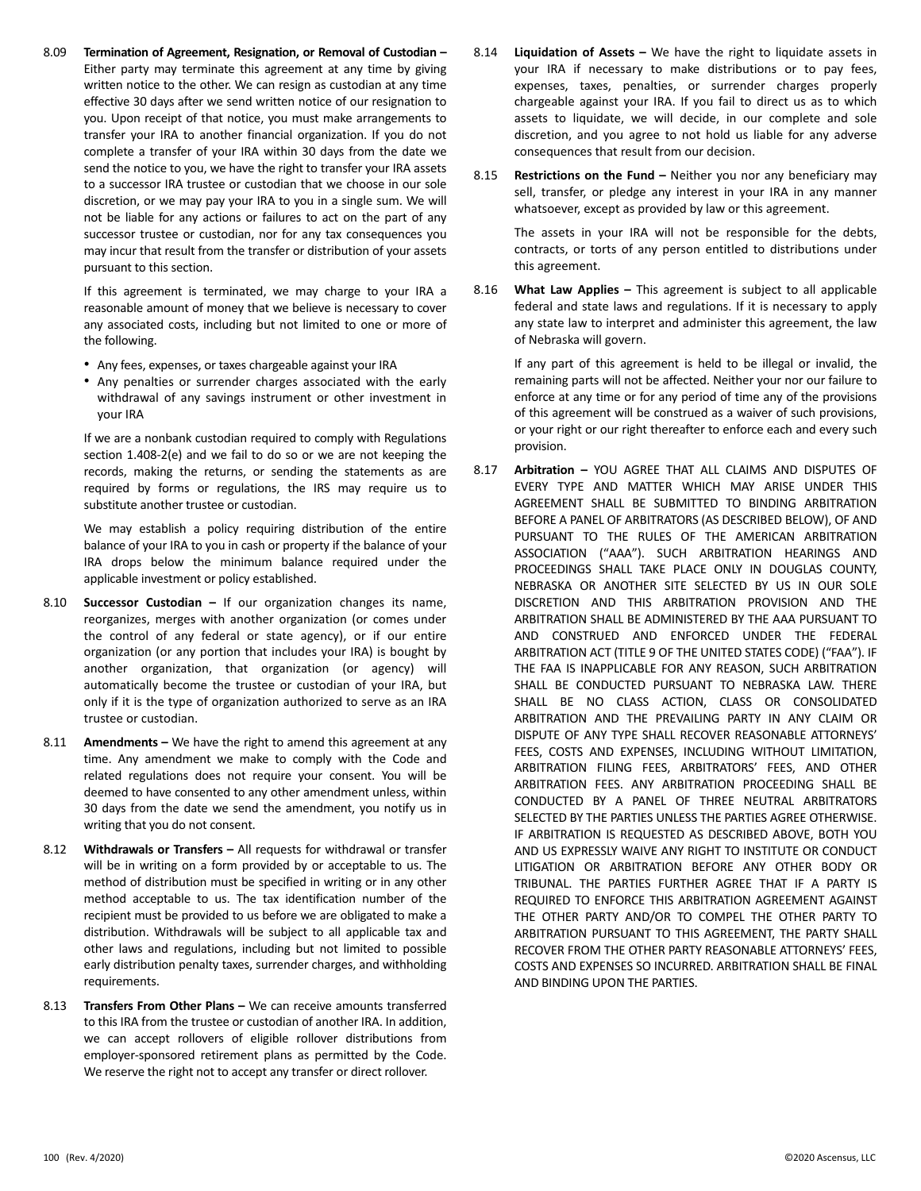8.09 **Termination of Agreement, Resignation, or Removal of Custodian –** Either party may terminate this agreement at any time by giving written notice to the other. We can resign as custodian at any time effective 30 days after we send written notice of our resignation to you. Upon receipt of that notice, you must make arrangements to transfer your IRA to another financial organization. If you do not complete a transfer of your IRA within 30 days from the date we send the notice to you, we have the right to transfer your IRA assets to a successor IRA trustee or custodian that we choose in our sole discretion, or we may pay your IRA to you in a single sum. We will not be liable for any actions or failures to act on the part of any successor trustee or custodian, nor for any tax consequences you may incur that result from the transfer or distribution of your assets pursuant to this section.

If this agreement is terminated, we may charge to your IRA a reasonable amount of money that we believe is necessary to cover any associated costs, including but not limited to one or more of the following.

- Any fees, expenses, or taxes chargeable against your IRA
- Any penalties or surrender charges associated with the early withdrawal of any savings instrument or other investment in your IRA

If we are a nonbank custodian required to comply with Regulations section 1.408-2(e) and we fail to do so or we are not keeping the records, making the returns, or sending the statements as are required by forms or regulations, the IRS may require us to substitute another trustee or custodian.

We may establish a policy requiring distribution of the entire balance of your IRA to you in cash or property if the balance of your IRA drops below the minimum balance required under the applicable investment or policy established.

8.10 **Successor Custodian –** If our organization changes its name, reorganizes, merges with another organization (or comes under the control of any federal or state agency), or if our entire organization (or any portion that includes your IRA) is bought by another organization, that organization (or agency) will automatically become the trustee or custodian of your IRA, but only if it is the type of organization authorized to serve as an IRA trustee or custodian.

8.11 **Amendments –** We have the right to amend this agreement at any time. Any amendment we make to comply with the Code and related regulations does not require your consent. You will be deemed to have consented to any other amendment unless, within 30 days from the date we send the amendment, you notify us in writing that you do not consent.

8.12 **Withdrawals or Transfers –** All requests for withdrawal or transfer will be in writing on a form provided by or acceptable to us. The method of distribution must be specified in writing or in any other method acceptable to us. The tax identification number of the recipient must be provided to us before we are obligated to make a distribution. Withdrawals will be subject to all applicable tax and other laws and regulations, including but not limited to possible early distribution penalty taxes, surrender charges, and withholding requirements.

8.13 **Transfers From Other Plans –** We can receive amounts transferred to this IRA from the trustee or custodian of another IRA. In addition, we can accept rollovers of eligible rollover distributions from employer-sponsored retirement plans as permitted by the Code. We reserve the right not to accept any transfer or direct rollover.

8.14 **Liquidation of Assets –** We have the right to liquidate assets in your IRA if necessary to make distributions or to pay fees, expenses, taxes, penalties, or surrender charges properly chargeable against your IRA. If you fail to direct us as to which assets to liquidate, we will decide, in our complete and sole discretion, and you agree to not hold us liable for any adverse consequences that result from our decision.

8.15 **Restrictions on the Fund –** Neither you nor any beneficiary may sell, transfer, or pledge any interest in your IRA in any manner whatsoever, except as provided by law or this agreement.

The assets in your IRA will not be responsible for the debts, contracts, or torts of any person entitled to distributions under this agreement.

8.16 **What Law Applies –** This agreement is subject to all applicable federal and state laws and regulations. If it is necessary to apply any state law to interpret and administer this agreement, the law of Nebraska will govern.

If any part of this agreement is held to be illegal or invalid, the remaining parts will not be affected. Neither your nor our failure to enforce at any time or for any period of time any of the provisions of this agreement will be construed as a waiver of such provisions, or your right or our right thereafter to enforce each and every such provision.

8.17 **Arbitration –** YOU AGREE THAT ALL CLAIMS AND DISPUTES OF EVERY TYPE AND MATTER WHICH MAY ARISE UNDER THIS AGREEMENT SHALL BE SUBMITTED TO BINDING ARBITRATION BEFORE A PANEL OF ARBITRATORS (AS DESCRIBED BELOW), OF AND PURSUANT TO THE RULES OF THE AMERICAN ARBITRATION ASSOCIATION ("AAA"). SUCH ARBITRATION HEARINGS AND PROCEEDINGS SHALL TAKE PLACE ONLY IN DOUGLAS COUNTY, NEBRASKA OR ANOTHER SITE SELECTED BY US IN OUR SOLE DISCRETION AND THIS ARBITRATION PROVISION AND THE ARBITRATION SHALL BE ADMINISTERED BY THE AAA PURSUANT TO AND CONSTRUED AND ENFORCED UNDER THE FEDERAL ARBITRATION ACT (TITLE 9 OF THE UNITED STATES CODE) ("FAA"). IF THE FAA IS INAPPLICABLE FOR ANY REASON, SUCH ARBITRATION SHALL BE CONDUCTED PURSUANT TO NEBRASKA LAW. THERE SHALL BE NO CLASS ACTION, CLASS OR CONSOLIDATED ARBITRATION AND THE PREVAILING PARTY IN ANY CLAIM OR DISPUTE OF ANY TYPE SHALL RECOVER REASONABLE ATTORNEYS' FEES, COSTS AND EXPENSES, INCLUDING WITHOUT LIMITATION, ARBITRATION FILING FEES, ARBITRATORS' FEES, AND OTHER ARBITRATION FEES. ANY ARBITRATION PROCEEDING SHALL BE CONDUCTED BY A PANEL OF THREE NEUTRAL ARBITRATORS SELECTED BY THE PARTIES UNLESS THE PARTIES AGREE OTHERWISE. IF ARBITRATION IS REQUESTED AS DESCRIBED ABOVE, BOTH YOU AND US EXPRESSLY WAIVE ANY RIGHT TO INSTITUTE OR CONDUCT LITIGATION OR ARBITRATION BEFORE ANY OTHER BODY OR TRIBUNAL. THE PARTIES FURTHER AGREE THAT IF A PARTY IS REQUIRED TO ENFORCE THIS ARBITRATION AGREEMENT AGAINST THE OTHER PARTY AND/OR TO COMPEL THE OTHER PARTY TO ARBITRATION PURSUANT TO THIS AGREEMENT, THE PARTY SHALL RECOVER FROM THE OTHER PARTY REASONABLE ATTORNEYS' FEES, COSTS AND EXPENSES SO INCURRED. ARBITRATION SHALL BE FINAL AND BINDING UPON THE PARTIES.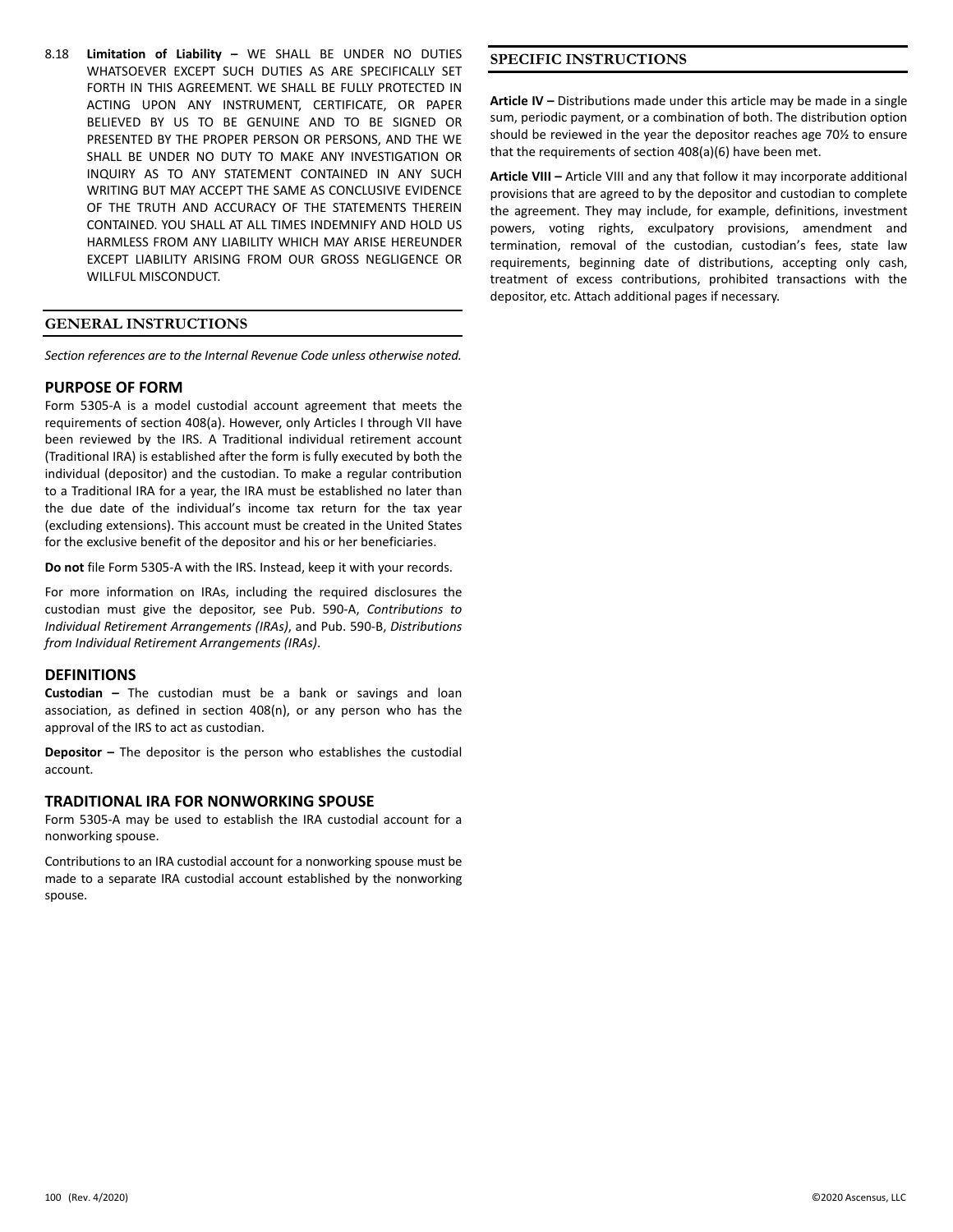8.18 **Limitation of Liability –** WE SHALL BE UNDER NO DUTIES WHATSOEVER EXCEPT SUCH DUTIES AS ARE SPECIFICALLY SET FORTH IN THIS AGREEMENT. WE SHALL BE FULLY PROTECTED IN ACTING UPON ANY INSTRUMENT, CERTIFICATE, OR PAPER BELIEVED BY US TO BE GENUINE AND TO BE SIGNED OR PRESENTED BY THE PROPER PERSON OR PERSONS, AND THE WE SHALL BE UNDER NO DUTY TO MAKE ANY INVESTIGATION OR INQUIRY AS TO ANY STATEMENT CONTAINED IN ANY SUCH WRITING BUT MAY ACCEPT THE SAME AS CONCLUSIVE EVIDENCE OF THE TRUTH AND ACCURACY OF THE STATEMENTS THEREIN CONTAINED. YOU SHALL AT ALL TIMES INDEMNIFY AND HOLD US HARMLESS FROM ANY LIABILITY WHICH MAY ARISE HEREUNDER EXCEPT LIABILITY ARISING FROM OUR GROSS NEGLIGENCE OR WILLFUL MISCONDUCT.

## GENERAL INSTRUCTIONS

*Section references are to the Internal Revenue Code unless otherwise noted.*

### PURPOSE OF FORM

Form 5305-A is a model custodial account agreement that meets the requirements of section 408(a). However, only Articles I through VII have been reviewed by the IRS. A Traditional individual retirement account (Traditional IRA) is established after the form is fully executed by both the individual (depositor) and the custodian. To make a regular contribution to a Traditional IRA for a year, the IRA must be established no later than the due date of the individual's income tax return for the tax year (excluding extensions). This account must be created in the United States for the exclusive benefit of the depositor and his or her beneficiaries.

**Do not** file Form 5305-A with the IRS. Instead, keep it with your records.

For more information on IRAs, including the required disclosures the custodian must give the depositor, see Pub. 590-A, *Contributions to Individual Retirement Arrangements (IRAs)*, and Pub. 590-B, *Distributions from Individual Retirement Arrangements (IRAs)*.

### DEFINITIONS

**Custodian –** The custodian must be a bank or savings and loan association, as defined in section 408(n), or any person who has the approval of the IRS to act as custodian.

**Depositor –** The depositor is the person who establishes the custodial account.

### TRADITIONAL IRA FOR NONWORKING SPOUSE

Form 5305-A may be used to establish the IRA custodial account for a nonworking spouse.

Contributions to an IRA custodial account for a nonworking spouse must be made to a separate IRA custodial account established by the nonworking spouse.

## SPECIFIC INSTRUCTIONS

**Article IV –** Distributions made under this article may be made in a single sum, periodic payment, or a combination of both. The distribution option should be reviewed in the year the depositor reaches age 70½ to ensure that the requirements of section 408(a)(6) have been met.

**Article VIII –** Article VIII and any that follow it may incorporate additional provisions that are agreed to by the depositor and custodian to complete the agreement. They may include, for example, definitions, investment powers, voting rights, exculpatory provisions, amendment and termination, removal of the custodian, custodian's fees, state law requirements, beginning date of distributions, accepting only cash, treatment of excess contributions, prohibited transactions with the depositor, etc. Attach additional pages if necessary.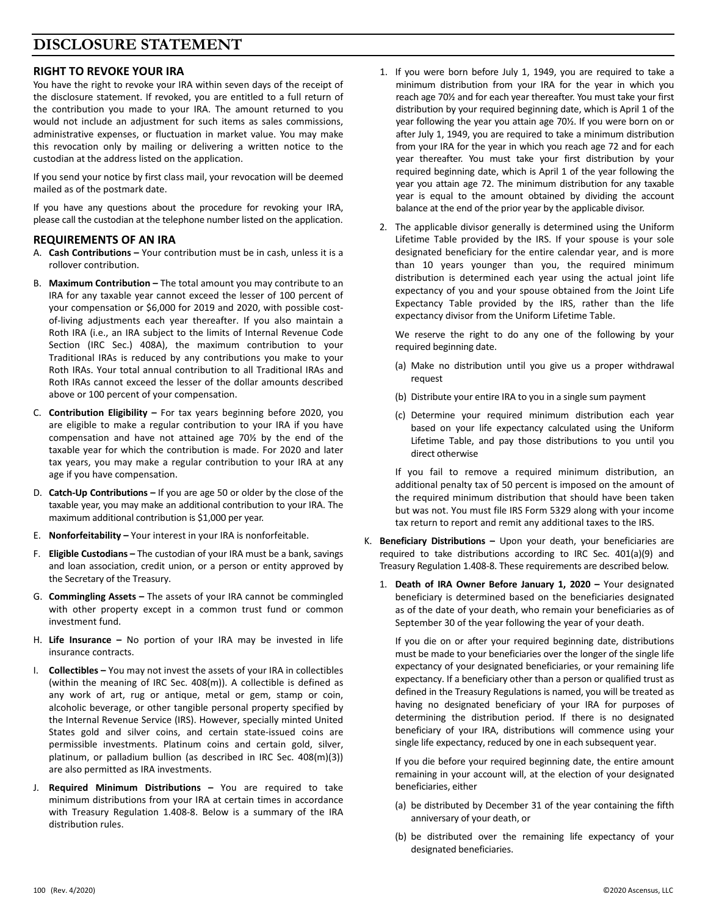# DISCLOSURE STATEMENT

## RIGHT TO REVOKE YOUR IRA

You have the right to revoke your IRA within seven days of the receipt of the disclosure statement. If revoked, you are entitled to a full return of the contribution you made to your IRA. The amount returned to you would not include an adjustment for such items as sales commissions, administrative expenses, or fluctuation in market value. You may make this revocation only by mailing or delivering a written notice to the custodian at the address listed on the application.

If you send your notice by first class mail, your revocation will be deemed mailed as of the postmark date.

If you have any questions about the procedure for revoking your IRA, please call the custodian at the telephone number listed on the application.

## REQUIREMENTS OF AN IRA

A. **Cash Contributions –** Your contribution must be in cash, unless it is a rollover contribution.

B. **Maximum Contribution –** The total amount you may contribute to an IRA for any taxable year cannot exceed the lesser of 100 percent of your compensation or $6,000 for 2019 and 2020, with possible cost-of-living adjustments each year thereafter. If you also maintain a Roth IRA (i.e., an IRA subject to the limits of Internal Revenue Code Section (IRC Sec.) 408A), the maximum contribution to your Traditional IRAs is reduced by any contributions you make to your Roth IRAs. Your total annual contribution to all Traditional IRAs and Roth IRAs cannot exceed the lesser of the dollar amounts described above or 100 percent of your compensation.

C. **Contribution Eligibility –** For tax years beginning before 2020, you are eligible to make a regular contribution to your IRA if you have compensation and have not attained age 70½ by the end of the taxable year for which the contribution is made. For 2020 and later tax years, you may make a regular contribution to your IRA at any age if you have compensation.

D. **Catch-Up Contributions –** If you are age 50 or older by the close of the taxable year, you may make an additional contribution to your IRA. The maximum additional contribution is $1,000 per year.

E. **Nonforfeitability –** Your interest in your IRA is nonforfeitable.

F. **Eligible Custodians –** The custodian of your IRA must be a bank, savings and loan association, credit union, or a person or entity approved by the Secretary of the Treasury.

G. **Commingling Assets –** The assets of your IRA cannot be commingled with other property except in a common trust fund or common investment fund.

H. **Life Insurance –** No portion of your IRA may be invested in life insurance contracts.

I. **Collectibles –** You may not invest the assets of your IRA in collectibles (within the meaning of IRC Sec. 408(m)). A collectible is defined as any work of art, rug or antique, metal or gem, stamp or coin, alcoholic beverage, or other tangible personal property specified by the Internal Revenue Service (IRS). However, specially minted United States gold and silver coins, and certain state-issued coins are permissible investments. Platinum coins and certain gold, silver, platinum, or palladium bullion (as described in IRC Sec. 408(m)(3)) are also permitted as IRA investments.

J. **Required Minimum Distributions –** You are required to take minimum distributions from your IRA at certain times in accordance with Treasury Regulation 1.408-8. Below is a summary of the IRA distribution rules.

   1. If you were born before July 1, 1949, you are required to take a minimum distribution from your IRA for the year in which you reach age 70½ and for each year thereafter. You must take your first distribution by your required beginning date, which is April 1 of the year following the year you attain age 70½. If you were born on or after July 1, 1949, you are required to take a minimum distribution from your IRA for the year in which you reach age 72 and for each year thereafter. You must take your first distribution by your required beginning date, which is April 1 of the year following the year you attain age 72. The minimum distribution for any taxable year is equal to the amount obtained by dividing the account balance at the end of the prior year by the applicable divisor.

   2. The applicable divisor generally is determined using the Uniform Lifetime Table provided by the IRS. If your spouse is your sole designated beneficiary for the entire calendar year, and is more than 10 years younger than you, the required minimum distribution is determined each year using the actual joint life expectancy of you and your spouse obtained from the Joint Life Expectancy Table provided by the IRS, rather than the life expectancy divisor from the Uniform Lifetime Table.

      We reserve the right to do any one of the following by your required beginning date.

      (a) Make no distribution until you give us a proper withdrawal request

      (b) Distribute your entire IRA to you in a single sum payment

      (c) Determine your required minimum distribution each year based on your life expectancy calculated using the Uniform Lifetime Table, and pay those distributions to you until you direct otherwise

      If you fail to remove a required minimum distribution, an additional penalty tax of 50 percent is imposed on the amount of the required minimum distribution that should have been taken but was not. You must file IRS Form 5329 along with your income tax return to report and remit any additional taxes to the IRS.

K. **Beneficiary Distributions –** Upon your death, your beneficiaries are required to take distributions according to IRC Sec. 401(a)(9) and Treasury Regulation 1.408-8. These requirements are described below.

   1. **Death of IRA Owner Before January 1, 2020 –** Your designated beneficiary is determined based on the beneficiaries designated as of the date of your death, who remain your beneficiaries as of September 30 of the year following the year of your death.

      If you die on or after your required beginning date, distributions must be made to your beneficiaries over the longer of the single life expectancy of your designated beneficiaries, or your remaining life expectancy. If a beneficiary other than a person or qualified trust as defined in the Treasury Regulations is named, you will be treated as having no designated beneficiary of your IRA for purposes of determining the distribution period. If there is no designated beneficiary of your IRA, distributions will commence using your single life expectancy, reduced by one in each subsequent year.

      If you die before your required beginning date, the entire amount remaining in your account will, at the election of your designated beneficiaries, either

      (a) be distributed by December 31 of the year containing the fifth anniversary of your death, or

      (b) be distributed over the remaining life expectancy of your designated beneficiaries.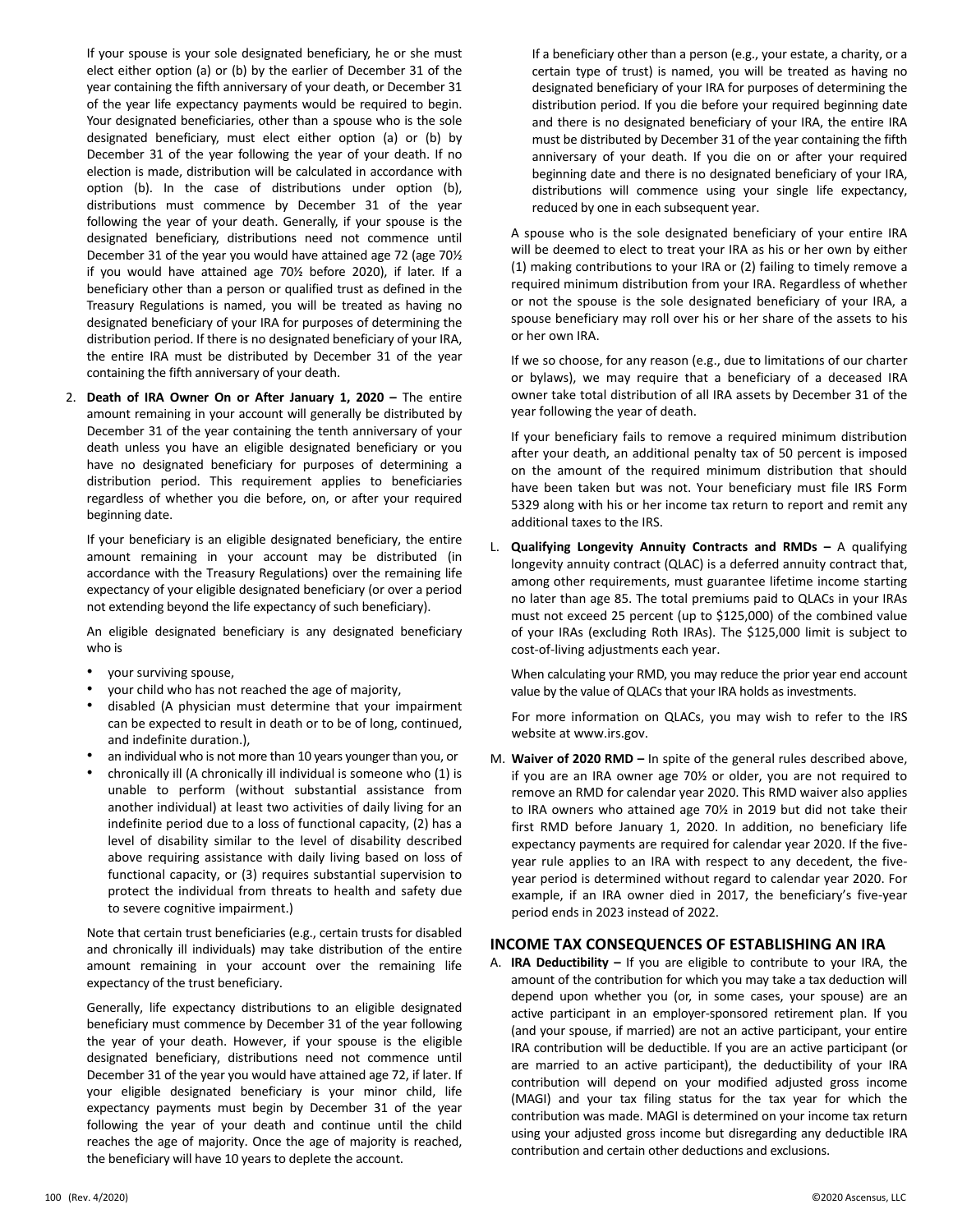If your spouse is your sole designated beneficiary, he or she must elect either option (a) or (b) by the earlier of December 31 of the year containing the fifth anniversary of your death, or December 31 of the year life expectancy payments would be required to begin. Your designated beneficiaries, other than a spouse who is the sole designated beneficiary, must elect either option (a) or (b) by December 31 of the year following the year of your death. If no election is made, distribution will be calculated in accordance with option (b). In the case of distributions under option (b), distributions must commence by December 31 of the year following the year of your death. Generally, if your spouse is the designated beneficiary, distributions need not commence until December 31 of the year you would have attained age 72 (age 70½ if you would have attained age 70½ before 2020), if later. If a beneficiary other than a person or qualified trust as defined in the Treasury Regulations is named, you will be treated as having no designated beneficiary of your IRA for purposes of determining the distribution period. If there is no designated beneficiary of your IRA, the entire IRA must be distributed by December 31 of the year containing the fifth anniversary of your death.

2. **Death of IRA Owner On or After January 1, 2020 –** The entire amount remaining in your account will generally be distributed by December 31 of the year containing the tenth anniversary of your death unless you have an eligible designated beneficiary or you have no designated beneficiary for purposes of determining a distribution period. This requirement applies to beneficiaries regardless of whether you die before, on, or after your required beginning date.

   If your beneficiary is an eligible designated beneficiary, the entire amount remaining in your account may be distributed (in accordance with the Treasury Regulations) over the remaining life expectancy of your eligible designated beneficiary (or over a period not extending beyond the life expectancy of such beneficiary).

   An eligible designated beneficiary is any designated beneficiary who is

   - your surviving spouse,
   - your child who has not reached the age of majority,
   - disabled (A physician must determine that your impairment can be expected to result in death or to be of long, continued, and indefinite duration.),
   - an individual who is not more than 10 years younger than you, or
   - chronically ill (A chronically ill individual is someone who (1) is unable to perform (without substantial assistance from another individual) at least two activities of daily living for an indefinite period due to a loss of functional capacity, (2) has a level of disability similar to the level of disability described above requiring assistance with daily living based on loss of functional capacity, or (3) requires substantial supervision to protect the individual from threats to health and safety due to severe cognitive impairment.)

   Note that certain trust beneficiaries (e.g., certain trusts for disabled and chronically ill individuals) may take distribution of the entire amount remaining in your account over the remaining life expectancy of the trust beneficiary.

   Generally, life expectancy distributions to an eligible designated beneficiary must commence by December 31 of the year following the year of your death. However, if your spouse is the eligible designated beneficiary, distributions need not commence until December 31 of the year you would have attained age 72, if later. If your eligible designated beneficiary is your minor child, life expectancy payments must begin by December 31 of the year following the year of your death and continue until the child reaches the age of majority. Once the age of majority is reached, the beneficiary will have 10 years to deplete the account.

   If a beneficiary other than a person (e.g., your estate, a charity, or a certain type of trust) is named, you will be treated as having no designated beneficiary of your IRA for purposes of determining the distribution period. If you die before your required beginning date and there is no designated beneficiary of your IRA, the entire IRA must be distributed by December 31 of the year containing the fifth anniversary of your death. If you die on or after your required beginning date and there is no designated beneficiary of your IRA, distributions will commence using your single life expectancy, reduced by one in each subsequent year.

A spouse who is the sole designated beneficiary of your entire IRA will be deemed to elect to treat your IRA as his or her own by either (1) making contributions to your IRA or (2) failing to timely remove a required minimum distribution from your IRA. Regardless of whether or not the spouse is the sole designated beneficiary of your IRA, a spouse beneficiary may roll over his or her share of the assets to his or her own IRA.

If we so choose, for any reason (e.g., due to limitations of our charter or bylaws), we may require that a beneficiary of a deceased IRA owner take total distribution of all IRA assets by December 31 of the year following the year of death.

If your beneficiary fails to remove a required minimum distribution after your death, an additional penalty tax of 50 percent is imposed on the amount of the required minimum distribution that should have been taken but was not. Your beneficiary must file IRS Form 5329 along with his or her income tax return to report and remit any additional taxes to the IRS.

L. **Qualifying Longevity Annuity Contracts and RMDs –** A qualifying longevity annuity contract (QLAC) is a deferred annuity contract that, among other requirements, must guarantee lifetime income starting no later than age 85. The total premiums paid to QLACs in your IRAs must not exceed 25 percent (up to $125,000) of the combined value of your IRAs (excluding Roth IRAs). The $125,000 limit is subject to cost-of-living adjustments each year.

   When calculating your RMD, you may reduce the prior year end account value by the value of QLACs that your IRA holds as investments.

   For more information on QLACs, you may wish to refer to the IRS website at www.irs.gov.

M. **Waiver of 2020 RMD –** In spite of the general rules described above, if you are an IRA owner age 70½ or older, you are not required to remove an RMD for calendar year 2020. This RMD waiver also applies to IRA owners who attained age 70½ in 2019 but did not take their first RMD before January 1, 2020. In addition, no beneficiary life expectancy payments are required for calendar year 2020. If the five-year rule applies to an IRA with respect to any decedent, the five-year period is determined without regard to calendar year 2020. For example, if an IRA owner died in 2017, the beneficiary's five-year period ends in 2023 instead of 2022.

## INCOME TAX CONSEQUENCES OF ESTABLISHING AN IRA

A. **IRA Deductibility –** If you are eligible to contribute to your IRA, the amount of the contribution for which you may take a tax deduction will depend upon whether you (or, in some cases, your spouse) are an active participant in an employer-sponsored retirement plan. If you (and your spouse, if married) are not an active participant, your entire IRA contribution will be deductible. If you are an active participant (or are married to an active participant), the deductibility of your IRA contribution will depend on your modified adjusted gross income (MAGI) and your tax filing status for the tax year for which the contribution was made. MAGI is determined on your income tax return using your adjusted gross income but disregarding any deductible IRA contribution and certain other deductions and exclusions.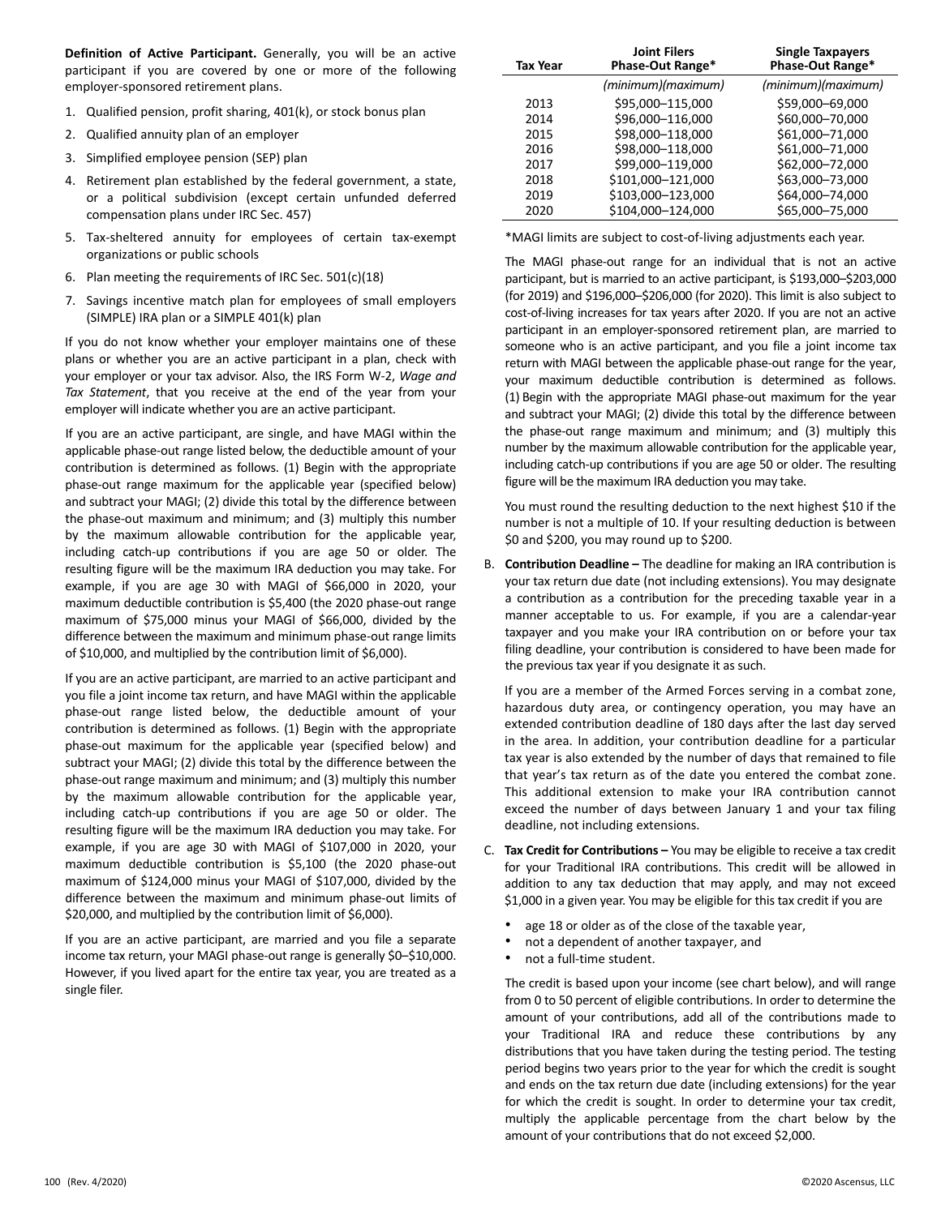**Definition of Active Participant.** Generally, you will be an active participant if you are covered by one or more of the following employer-sponsored retirement plans.

1. Qualified pension, profit sharing, 401(k), or stock bonus plan
2. Qualified annuity plan of an employer
3. Simplified employee pension (SEP) plan
4. Retirement plan established by the federal government, a state, or a political subdivision (except certain unfunded deferred compensation plans under IRC Sec. 457)
5. Tax-sheltered annuity for employees of certain tax-exempt organizations or public schools
6. Plan meeting the requirements of IRC Sec. 501(c)(18)
7. Savings incentive match plan for employees of small employers (SIMPLE) IRA plan or a SIMPLE 401(k) plan

If you do not know whether your employer maintains one of these plans or whether you are an active participant in a plan, check with your employer or your tax advisor. Also, the IRS Form W-2, *Wage and Tax Statement*, that you receive at the end of the year from your employer will indicate whether you are an active participant.

If you are an active participant, are single, and have MAGI within the applicable phase-out range listed below, the deductible amount of your contribution is determined as follows. (1) Begin with the appropriate phase-out range maximum for the applicable year (specified below) and subtract your MAGI; (2) divide this total by the difference between the phase-out maximum and minimum; and (3) multiply this number by the maximum allowable contribution for the applicable year, including catch-up contributions if you are age 50 or older. The resulting figure will be the maximum IRA deduction you may take. For example, if you are age 30 with MAGI of $66,000 in 2020, your maximum deductible contribution is $5,400 (the 2020 phase-out range maximum of $75,000 minus your MAGI of $66,000, divided by the difference between the maximum and minimum phase-out range limits of $10,000, and multiplied by the contribution limit of $6,000).

If you are an active participant, are married to an active participant and you file a joint income tax return, and have MAGI within the applicable phase-out range listed below, the deductible amount of your contribution is determined as follows. (1) Begin with the appropriate phase-out maximum for the applicable year (specified below) and subtract your MAGI; (2) divide this total by the difference between the phase-out range maximum and minimum; and (3) multiply this number by the maximum allowable contribution for the applicable year, including catch-up contributions if you are age 50 or older. The resulting figure will be the maximum IRA deduction you may take. For example, if you are age 30 with MAGI of $107,000 in 2020, your maximum deductible contribution is $5,100 (the 2020 phase-out maximum of $124,000 minus your MAGI of $107,000, divided by the difference between the maximum and minimum phase-out limits of $20,000, and multiplied by the contribution limit of $6,000).

If you are an active participant, are married and you file a separate income tax return, your MAGI phase-out range is generally $0–$10,000. However, if you lived apart for the entire tax year, you are treated as a single filer.

| Tax Year | Joint Filers Phase-Out Range* | Single Taxpayers Phase-Out Range* |
|---|---|---|
| | *(minimum)(maximum)* | *(minimum)(maximum)* |
| 2013 | $95,000–115,000 | $59,000–69,000 |
| 2014 | $96,000–116,000 | $60,000–70,000 |
| 2015 | $98,000–118,000 | $61,000–71,000 |
| 2016 | $98,000–118,000 | $61,000–71,000 |
| 2017 | $99,000–119,000 | $62,000–72,000 |
| 2018 | $101,000–121,000 | $63,000–73,000 |
| 2019 | $103,000–123,000 | $64,000–74,000 |
| 2020 | $104,000–124,000 | $65,000–75,000 |

*MAGI limits are subject to cost-of-living adjustments each year.

The MAGI phase-out range for an individual that is not an active participant, but is married to an active participant, is $193,000–$203,000 (for 2019) and $196,000–$206,000 (for 2020). This limit is also subject to cost-of-living increases for tax years after 2020. If you are not an active participant in an employer-sponsored retirement plan, are married to someone who is an active participant, and you file a joint income tax return with MAGI between the applicable phase-out range for the year, your maximum deductible contribution is determined as follows. (1) Begin with the appropriate MAGI phase-out maximum for the year and subtract your MAGI; (2) divide this total by the difference between the phase-out range maximum and minimum; and (3) multiply this number by the maximum allowable contribution for the applicable year, including catch-up contributions if you are age 50 or older. The resulting figure will be the maximum IRA deduction you may take.

You must round the resulting deduction to the next highest $10 if the number is not a multiple of 10. If your resulting deduction is between $0 and $200, you may round up to $200.

B. **Contribution Deadline –** The deadline for making an IRA contribution is your tax return due date (not including extensions). You may designate a contribution as a contribution for the preceding taxable year in a manner acceptable to us. For example, if you are a calendar-year taxpayer and you make your IRA contribution on or before your tax filing deadline, your contribution is considered to have been made for the previous tax year if you designate it as such.

   If you are a member of the Armed Forces serving in a combat zone, hazardous duty area, or contingency operation, you may have an extended contribution deadline of 180 days after the last day served in the area. In addition, your contribution deadline for a particular tax year is also extended by the number of days that remained to file that year's tax return as of the date you entered the combat zone. This additional extension to make your IRA contribution cannot exceed the number of days between January 1 and your tax filing deadline, not including extensions.

C. **Tax Credit for Contributions –** You may be eligible to receive a tax credit for your Traditional IRA contributions. This credit will be allowed in addition to any tax deduction that may apply, and may not exceed $1,000 in a given year. You may be eligible for this tax credit if you are

   - age 18 or older as of the close of the taxable year,
   - not a dependent of another taxpayer, and
   - not a full-time student.

   The credit is based upon your income (see chart below), and will range from 0 to 50 percent of eligible contributions. In order to determine the amount of your contributions, add all of the contributions made to your Traditional IRA and reduce these contributions by any distributions that you have taken during the testing period. The testing period begins two years prior to the year for which the credit is sought and ends on the tax return due date (including extensions) for the year for which the credit is sought. In order to determine your tax credit, multiply the applicable percentage from the chart below by the amount of your contributions that do not exceed $2,000.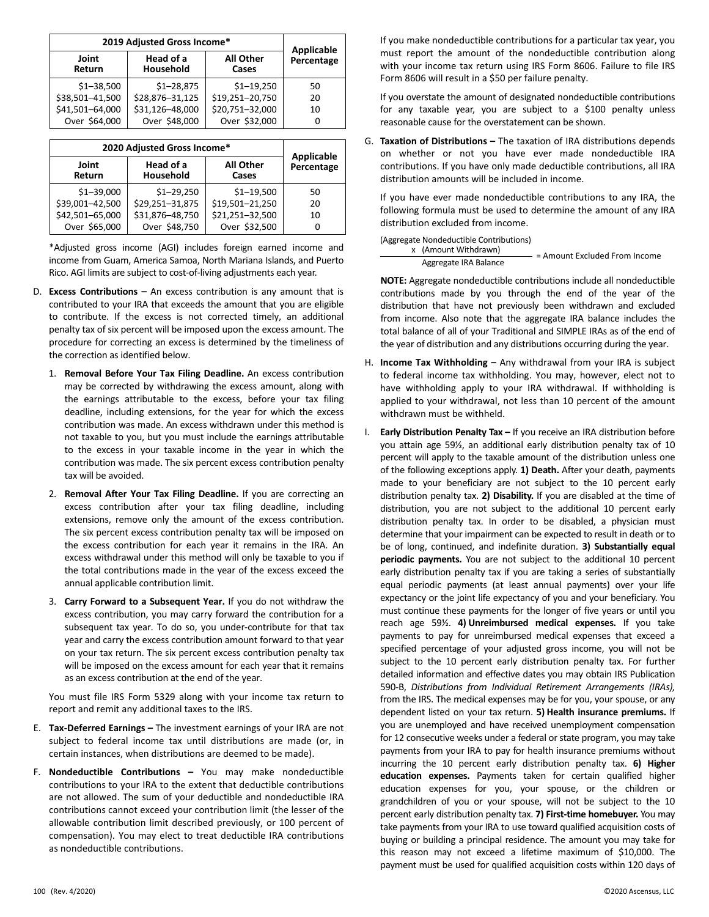| 2019 Adjusted Gross Income* | | | Applicable Percentage |
|---|---|---|---|
| Joint Return | Head of a Household | All Other Cases | |
| $1–38,500 | $1–28,875 | $1–19,250 | 50 |
| $38,501–41,500 | $28,876–31,125 | $19,251–20,750 | 20 |
| $41,501–64,000 | $31,126–48,000 | $20,751–32,000 | 10 |
| Over $64,000 | Over $48,000 | Over $32,000 | 0 |

| 2020 Adjusted Gross Income* | | | Applicable Percentage |
|---|---|---|---|
| Joint Return | Head of a Household | All Other Cases | |
| $1–39,000 | $1–29,250 | $1–19,500 | 50 |
| $39,001–42,500 | $29,251–31,875 | $19,501–21,250 | 20 |
| $42,501–65,000 | $31,876–48,750 | $21,251–32,500 | 10 |
| Over $65,000 | Over $48,750 | Over $32,500 | 0 |

*Adjusted gross income (AGI) includes foreign earned income and income from Guam, America Samoa, North Mariana Islands, and Puerto Rico. AGI limits are subject to cost-of-living adjustments each year.

D. **Excess Contributions –** An excess contribution is any amount that is contributed to your IRA that exceeds the amount that you are eligible to contribute. If the excess is not corrected timely, an additional penalty tax of six percent will be imposed upon the excess amount. The procedure for correcting an excess is determined by the timeliness of the correction as identified below.

   1. **Removal Before Your Tax Filing Deadline.** An excess contribution may be corrected by withdrawing the excess amount, along with the earnings attributable to the excess, before your tax filing deadline, including extensions, for the year for which the excess contribution was made. An excess withdrawn under this method is not taxable to you, but you must include the earnings attributable to the excess in your taxable income in the year in which the contribution was made. The six percent excess contribution penalty tax will be avoided.

   2. **Removal After Your Tax Filing Deadline.** If you are correcting an excess contribution after your tax filing deadline, including extensions, remove only the amount of the excess contribution. The six percent excess contribution penalty tax will be imposed on the excess contribution for each year it remains in the IRA. An excess withdrawal under this method will only be taxable to you if the total contributions made in the year of the excess exceed the annual applicable contribution limit.

   3. **Carry Forward to a Subsequent Year.** If you do not withdraw the excess contribution, you may carry forward the contribution for a subsequent tax year. To do so, you under-contribute for that tax year and carry the excess contribution amount forward to that year on your tax return. The six percent excess contribution penalty tax will be imposed on the excess amount for each year that it remains as an excess contribution at the end of the year.

   You must file IRS Form 5329 along with your income tax return to report and remit any additional taxes to the IRS.

E. **Tax-Deferred Earnings –** The investment earnings of your IRA are not subject to federal income tax until distributions are made (or, in certain instances, when distributions are deemed to be made).

F. **Nondeductible Contributions –** You may make nondeductible contributions to your IRA to the extent that deductible contributions are not allowed. The sum of your deductible and nondeductible IRA contributions cannot exceed your contribution limit (the lesser of the allowable contribution limit described previously, or 100 percent of compensation). You may elect to treat deductible IRA contributions as nondeductible contributions.

   If you make nondeductible contributions for a particular tax year, you must report the amount of the nondeductible contribution along with your income tax return using IRS Form 8606. Failure to file IRS Form 8606 will result in a $50 per failure penalty.

   If you overstate the amount of designated nondeductible contributions for any taxable year, you are subject to a $100 penalty unless reasonable cause for the overstatement can be shown.

G. **Taxation of Distributions –** The taxation of IRA distributions depends on whether or not you have ever made nondeductible IRA contributions. If you have only made deductible contributions, all IRA distribution amounts will be included in income.

   If you have ever made nondeductible contributions to any IRA, the following formula must be used to determine the amount of any IRA distribution excluded from income.

$$\frac{\text{(Aggregate Nondeductible Contributions)} \times \text{(Amount Withdrawn)}}{\text{Aggregate IRA Balance}} = \text{Amount Excluded From Income}$$

   **NOTE:** Aggregate nondeductible contributions include all nondeductible contributions made by you through the end of the year of the distribution that have not previously been withdrawn and excluded from income. Also note that the aggregate IRA balance includes the total balance of all of your Traditional and SIMPLE IRAs as of the end of the year of distribution and any distributions occurring during the year.

H. **Income Tax Withholding –** Any withdrawal from your IRA is subject to federal income tax withholding. You may, however, elect not to have withholding apply to your IRA withdrawal. If withholding is applied to your withdrawal, not less than 10 percent of the amount withdrawn must be withheld.

I. **Early Distribution Penalty Tax –** If you receive an IRA distribution before you attain age 59½, an additional early distribution penalty tax of 10 percent will apply to the taxable amount of the distribution unless one of the following exceptions apply. **1) Death.** After your death, payments made to your beneficiary are not subject to the 10 percent early distribution penalty tax. **2) Disability.** If you are disabled at the time of distribution, you are not subject to the additional 10 percent early distribution penalty tax. In order to be disabled, a physician must determine that your impairment can be expected to result in death or to be of long, continued, and indefinite duration. **3) Substantially equal periodic payments.** You are not subject to the additional 10 percent early distribution penalty tax if you are taking a series of substantially equal periodic payments (at least annual payments) over your life expectancy or the joint life expectancy of you and your beneficiary. You must continue these payments for the longer of five years or until you reach age 59½. **4) Unreimbursed medical expenses.** If you take payments to pay for unreimbursed medical expenses that exceed a specified percentage of your adjusted gross income, you will not be subject to the 10 percent early distribution penalty tax. For further detailed information and effective dates you may obtain IRS Publication 590-B, *Distributions from Individual Retirement Arrangements (IRAs),* from the IRS. The medical expenses may be for you, your spouse, or any dependent listed on your tax return. **5) Health insurance premiums.** If you are unemployed and have received unemployment compensation for 12 consecutive weeks under a federal or state program, you may take payments from your IRA to pay for health insurance premiums without incurring the 10 percent early distribution penalty tax. **6) Higher education expenses.** Payments taken for certain qualified higher education expenses for you, your spouse, or the children or grandchildren of you or your spouse, will not be subject to the 10 percent early distribution penalty tax. **7) First-time homebuyer.** You may take payments from your IRA to use toward qualified acquisition costs of buying or building a principal residence. The amount you may take for this reason may not exceed a lifetime maximum of $10,000. The payment must be used for qualified acquisition costs within 120 days of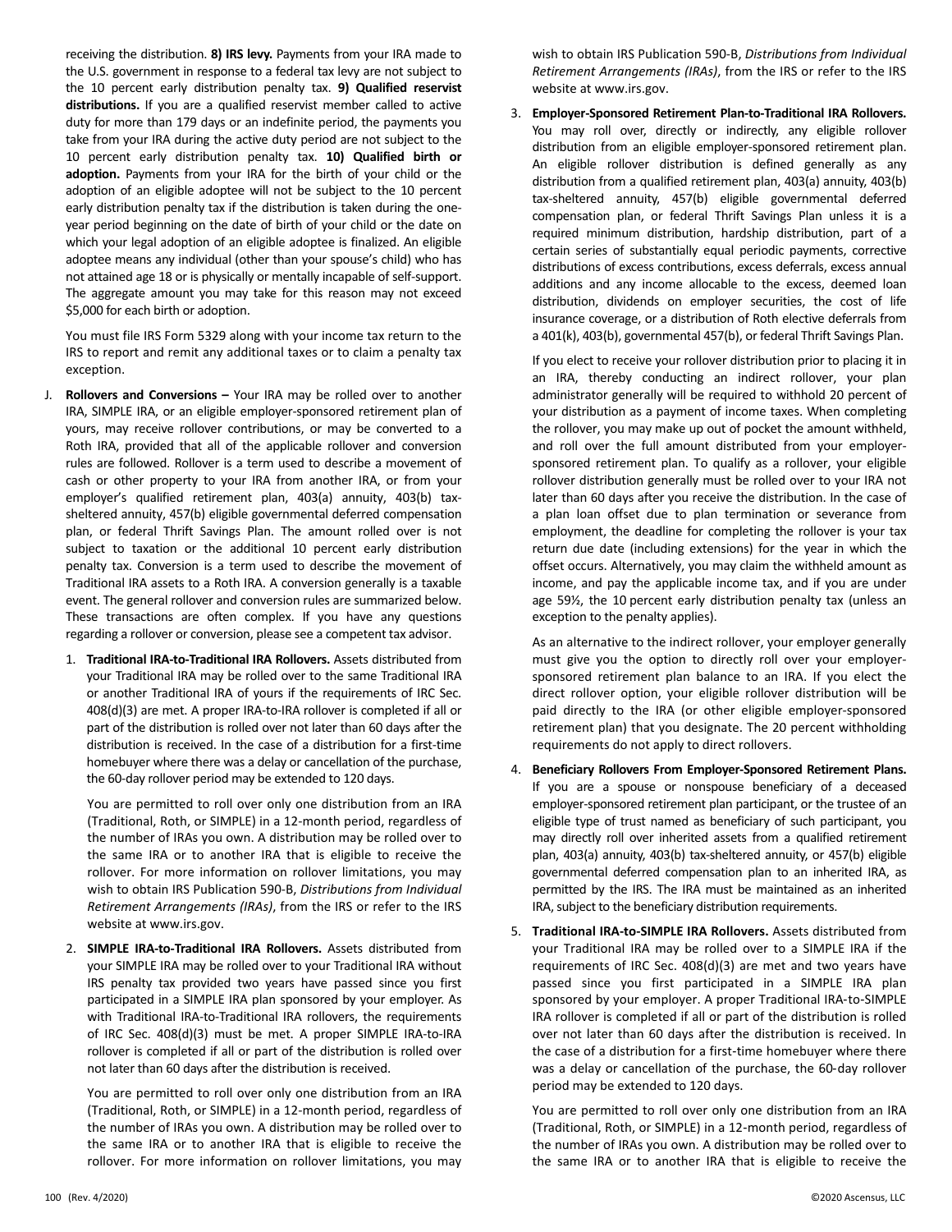receiving the distribution. **8) IRS levy.** Payments from your IRA made to the U.S. government in response to a federal tax levy are not subject to the 10 percent early distribution penalty tax. **9) Qualified reservist distributions.** If you are a qualified reservist member called to active duty for more than 179 days or an indefinite period, the payments you take from your IRA during the active duty period are not subject to the 10 percent early distribution penalty tax. **10) Qualified birth or adoption.** Payments from your IRA for the birth of your child or the adoption of an eligible adoptee will not be subject to the 10 percent early distribution penalty tax if the distribution is taken during the one-year period beginning on the date of birth of your child or the date on which your legal adoption of an eligible adoptee is finalized. An eligible adoptee means any individual (other than your spouse's child) who has not attained age 18 or is physically or mentally incapable of self-support. The aggregate amount you may take for this reason may not exceed $5,000 for each birth or adoption.

You must file IRS Form 5329 along with your income tax return to the IRS to report and remit any additional taxes or to claim a penalty tax exception.

J. **Rollovers and Conversions –** Your IRA may be rolled over to another IRA, SIMPLE IRA, or an eligible employer-sponsored retirement plan of yours, may receive rollover contributions, or may be converted to a Roth IRA, provided that all of the applicable rollover and conversion rules are followed. Rollover is a term used to describe a movement of cash or other property to your IRA from another IRA, or from your employer's qualified retirement plan, 403(a) annuity, 403(b) tax-sheltered annuity, 457(b) eligible governmental deferred compensation plan, or federal Thrift Savings Plan. The amount rolled over is not subject to taxation or the additional 10 percent early distribution penalty tax. Conversion is a term used to describe the movement of Traditional IRA assets to a Roth IRA. A conversion generally is a taxable event. The general rollover and conversion rules are summarized below. These transactions are often complex. If you have any questions regarding a rollover or conversion, please see a competent tax advisor.

1. **Traditional IRA-to-Traditional IRA Rollovers.** Assets distributed from your Traditional IRA may be rolled over to the same Traditional IRA or another Traditional IRA of yours if the requirements of IRC Sec. 408(d)(3) are met. A proper IRA-to-IRA rollover is completed if all or part of the distribution is rolled over not later than 60 days after the distribution is received. In the case of a distribution for a first-time homebuyer where there was a delay or cancellation of the purchase, the 60-day rollover period may be extended to 120 days.

   You are permitted to roll over only one distribution from an IRA (Traditional, Roth, or SIMPLE) in a 12-month period, regardless of the number of IRAs you own. A distribution may be rolled over to the same IRA or to another IRA that is eligible to receive the rollover. For more information on rollover limitations, you may wish to obtain IRS Publication 590-B, *Distributions from Individual Retirement Arrangements (IRAs)*, from the IRS or refer to the IRS website at www.irs.gov.

2. **SIMPLE IRA-to-Traditional IRA Rollovers.** Assets distributed from your SIMPLE IRA may be rolled over to your Traditional IRA without IRS penalty tax provided two years have passed since you first participated in a SIMPLE IRA plan sponsored by your employer. As with Traditional IRA-to-Traditional IRA rollovers, the requirements of IRC Sec. 408(d)(3) must be met. A proper SIMPLE IRA-to-IRA rollover is completed if all or part of the distribution is rolled over not later than 60 days after the distribution is received.

   You are permitted to roll over only one distribution from an IRA (Traditional, Roth, or SIMPLE) in a 12-month period, regardless of the number of IRAs you own. A distribution may be rolled over to the same IRA or to another IRA that is eligible to receive the rollover. For more information on rollover limitations, you may wish to obtain IRS Publication 590-B, *Distributions from Individual Retirement Arrangements (IRAs)*, from the IRS or refer to the IRS website at www.irs.gov.

3. **Employer-Sponsored Retirement Plan-to-Traditional IRA Rollovers.** You may roll over, directly or indirectly, any eligible rollover distribution from an eligible employer-sponsored retirement plan. An eligible rollover distribution is defined generally as any distribution from a qualified retirement plan, 403(a) annuity, 403(b) tax-sheltered annuity, 457(b) eligible governmental deferred compensation plan, or federal Thrift Savings Plan unless it is a required minimum distribution, hardship distribution, part of a certain series of substantially equal periodic payments, corrective distributions of excess contributions, excess deferrals, excess annual additions and any income allocable to the excess, deemed loan distribution, dividends on employer securities, the cost of life insurance coverage, or a distribution of Roth elective deferrals from a 401(k), 403(b), governmental 457(b), or federal Thrift Savings Plan.

   If you elect to receive your rollover distribution prior to placing it in an IRA, thereby conducting an indirect rollover, your plan administrator generally will be required to withhold 20 percent of your distribution as a payment of income taxes. When completing the rollover, you may make up out of pocket the amount withheld, and roll over the full amount distributed from your employer-sponsored retirement plan. To qualify as a rollover, your eligible rollover distribution generally must be rolled over to your IRA not later than 60 days after you receive the distribution. In the case of a plan loan offset due to plan termination or severance from employment, the deadline for completing the rollover is your tax return due date (including extensions) for the year in which the offset occurs. Alternatively, you may claim the withheld amount as income, and pay the applicable income tax, and if you are under age 59½, the 10 percent early distribution penalty tax (unless an exception to the penalty applies).

   As an alternative to the indirect rollover, your employer generally must give you the option to directly roll over your employer-sponsored retirement plan balance to an IRA. If you elect the direct rollover option, your eligible rollover distribution will be paid directly to the IRA (or other eligible employer-sponsored retirement plan) that you designate. The 20 percent withholding requirements do not apply to direct rollovers.

4. **Beneficiary Rollovers From Employer-Sponsored Retirement Plans.** If you are a spouse or nonspouse beneficiary of a deceased employer-sponsored retirement plan participant, or the trustee of an eligible type of trust named as beneficiary of such participant, you may directly roll over inherited assets from a qualified retirement plan, 403(a) annuity, 403(b) tax-sheltered annuity, or 457(b) eligible governmental deferred compensation plan to an inherited IRA, as permitted by the IRS. The IRA must be maintained as an inherited IRA, subject to the beneficiary distribution requirements.

5. **Traditional IRA-to-SIMPLE IRA Rollovers.** Assets distributed from your Traditional IRA may be rolled over to a SIMPLE IRA if the requirements of IRC Sec. 408(d)(3) are met and two years have passed since you first participated in a SIMPLE IRA plan sponsored by your employer. A proper Traditional IRA-to-SIMPLE IRA rollover is completed if all or part of the distribution is rolled over not later than 60 days after the distribution is received. In the case of a distribution for a first-time homebuyer where there was a delay or cancellation of the purchase, the 60-day rollover period may be extended to 120 days.

   You are permitted to roll over only one distribution from an IRA (Traditional, Roth, or SIMPLE) in a 12-month period, regardless of the number of IRAs you own. A distribution may be rolled over to the same IRA or to another IRA that is eligible to receive the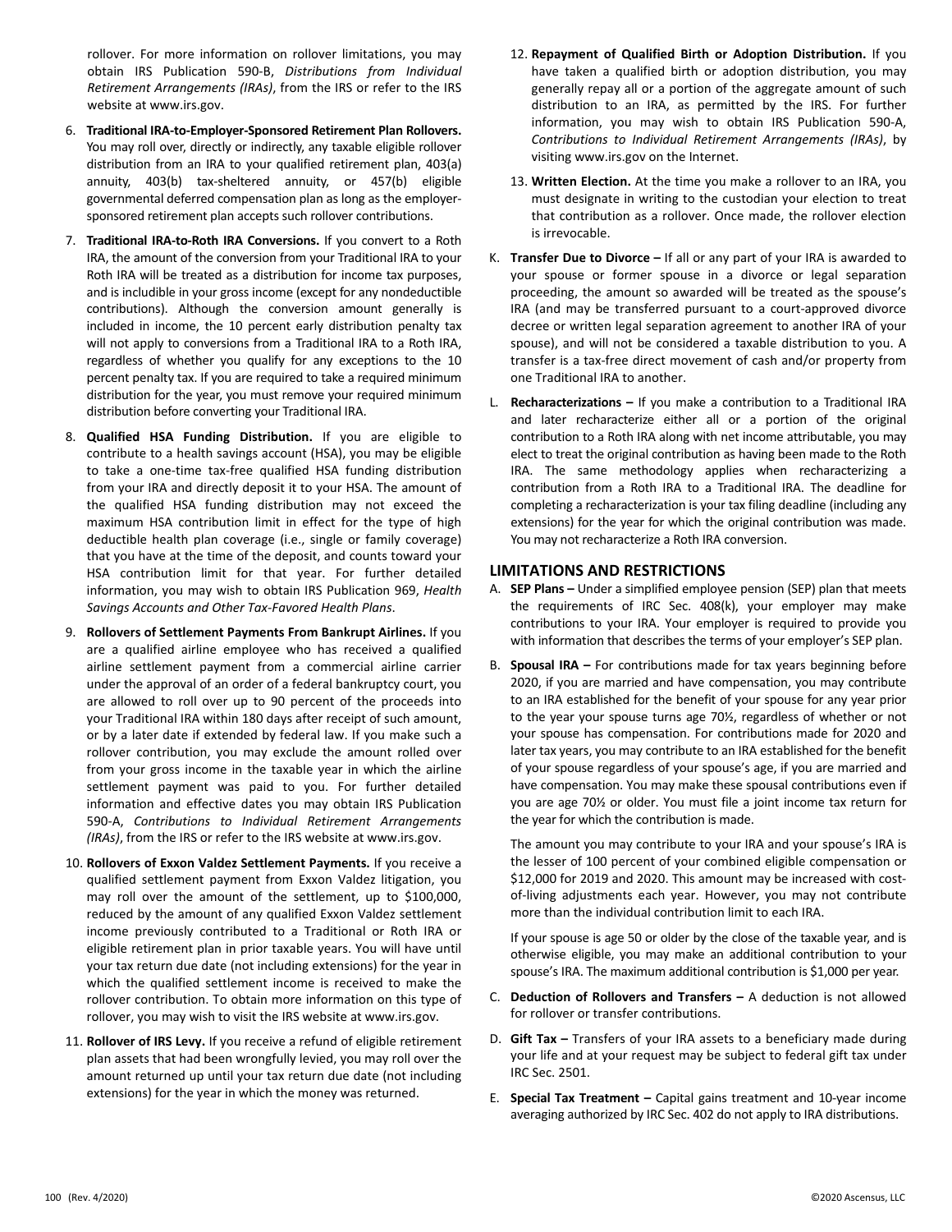rollover. For more information on rollover limitations, you may obtain IRS Publication 590-B, *Distributions from Individual Retirement Arrangements (IRAs)*, from the IRS or refer to the IRS website at www.irs.gov.

6. **Traditional IRA-to-Employer-Sponsored Retirement Plan Rollovers.** You may roll over, directly or indirectly, any taxable eligible rollover distribution from an IRA to your qualified retirement plan, 403(a) annuity, 403(b) tax-sheltered annuity, or 457(b) eligible governmental deferred compensation plan as long as the employer-sponsored retirement plan accepts such rollover contributions.

7. **Traditional IRA-to-Roth IRA Conversions.** If you convert to a Roth IRA, the amount of the conversion from your Traditional IRA to your Roth IRA will be treated as a distribution for income tax purposes, and is includible in your gross income (except for any nondeductible contributions). Although the conversion amount generally is included in income, the 10 percent early distribution penalty tax will not apply to conversions from a Traditional IRA to a Roth IRA, regardless of whether you qualify for any exceptions to the 10 percent penalty tax. If you are required to take a required minimum distribution for the year, you must remove your required minimum distribution before converting your Traditional IRA.

8. **Qualified HSA Funding Distribution.** If you are eligible to contribute to a health savings account (HSA), you may be eligible to take a one-time tax-free qualified HSA funding distribution from your IRA and directly deposit it to your HSA. The amount of the qualified HSA funding distribution may not exceed the maximum HSA contribution limit in effect for the type of high deductible health plan coverage (i.e., single or family coverage) that you have at the time of the deposit, and counts toward your HSA contribution limit for that year. For further detailed information, you may wish to obtain IRS Publication 969, *Health Savings Accounts and Other Tax-Favored Health Plans*.

9. **Rollovers of Settlement Payments From Bankrupt Airlines.** If you are a qualified airline employee who has received a qualified airline settlement payment from a commercial airline carrier under the approval of an order of a federal bankruptcy court, you are allowed to roll over up to 90 percent of the proceeds into your Traditional IRA within 180 days after receipt of such amount, or by a later date if extended by federal law. If you make such a rollover contribution, you may exclude the amount rolled over from your gross income in the taxable year in which the airline settlement payment was paid to you. For further detailed information and effective dates you may obtain IRS Publication 590-A, *Contributions to Individual Retirement Arrangements (IRAs)*, from the IRS or refer to the IRS website at www.irs.gov.

10. **Rollovers of Exxon Valdez Settlement Payments.** If you receive a qualified settlement payment from Exxon Valdez litigation, you may roll over the amount of the settlement, up to $100,000, reduced by the amount of any qualified Exxon Valdez settlement income previously contributed to a Traditional or Roth IRA or eligible retirement plan in prior taxable years. You will have until your tax return due date (not including extensions) for the year in which the qualified settlement income is received to make the rollover contribution. To obtain more information on this type of rollover, you may wish to visit the IRS website at www.irs.gov.

11. **Rollover of IRS Levy.** If you receive a refund of eligible retirement plan assets that had been wrongfully levied, you may roll over the amount returned up until your tax return due date (not including extensions) for the year in which the money was returned.

12. **Repayment of Qualified Birth or Adoption Distribution.** If you have taken a qualified birth or adoption distribution, you may generally repay all or a portion of the aggregate amount of such distribution to an IRA, as permitted by the IRS. For further information, you may wish to obtain IRS Publication 590-A, *Contributions to Individual Retirement Arrangements (IRAs)*, by visiting www.irs.gov on the Internet.

13. **Written Election.** At the time you make a rollover to an IRA, you must designate in writing to the custodian your election to treat that contribution as a rollover. Once made, the rollover election is irrevocable.

K. **Transfer Due to Divorce –** If all or any part of your IRA is awarded to your spouse or former spouse in a divorce or legal separation proceeding, the amount so awarded will be treated as the spouse's IRA (and may be transferred pursuant to a court-approved divorce decree or written legal separation agreement to another IRA of your spouse), and will not be considered a taxable distribution to you. A transfer is a tax-free direct movement of cash and/or property from one Traditional IRA to another.

L. **Recharacterizations –** If you make a contribution to a Traditional IRA and later recharacterize either all or a portion of the original contribution to a Roth IRA along with net income attributable, you may elect to treat the original contribution as having been made to the Roth IRA. The same methodology applies when recharacterizing a contribution from a Roth IRA to a Traditional IRA. The deadline for completing a recharacterization is your tax filing deadline (including any extensions) for the year for which the original contribution was made. You may not recharacterize a Roth IRA conversion.

## LIMITATIONS AND RESTRICTIONS

A. **SEP Plans –** Under a simplified employee pension (SEP) plan that meets the requirements of IRC Sec. 408(k), your employer may make contributions to your IRA. Your employer is required to provide you with information that describes the terms of your employer's SEP plan.

B. **Spousal IRA –** For contributions made for tax years beginning before 2020, if you are married and have compensation, you may contribute to an IRA established for the benefit of your spouse for any year prior to the year your spouse turns age 70½, regardless of whether or not your spouse has compensation. For contributions made for 2020 and later tax years, you may contribute to an IRA established for the benefit of your spouse regardless of your spouse's age, if you are married and have compensation. You may make these spousal contributions even if you are age 70½ or older. You must file a joint income tax return for the year for which the contribution is made.

   The amount you may contribute to your IRA and your spouse's IRA is the lesser of 100 percent of your combined eligible compensation or $12,000 for 2019 and 2020. This amount may be increased with cost-of-living adjustments each year. However, you may not contribute more than the individual contribution limit to each IRA.

   If your spouse is age 50 or older by the close of the taxable year, and is otherwise eligible, you may make an additional contribution to your spouse's IRA. The maximum additional contribution is $1,000 per year.

C. **Deduction of Rollovers and Transfers –** A deduction is not allowed for rollover or transfer contributions.

D. **Gift Tax –** Transfers of your IRA assets to a beneficiary made during your life and at your request may be subject to federal gift tax under IRC Sec. 2501.

E. **Special Tax Treatment –** Capital gains treatment and 10-year income averaging authorized by IRC Sec. 402 do not apply to IRA distributions.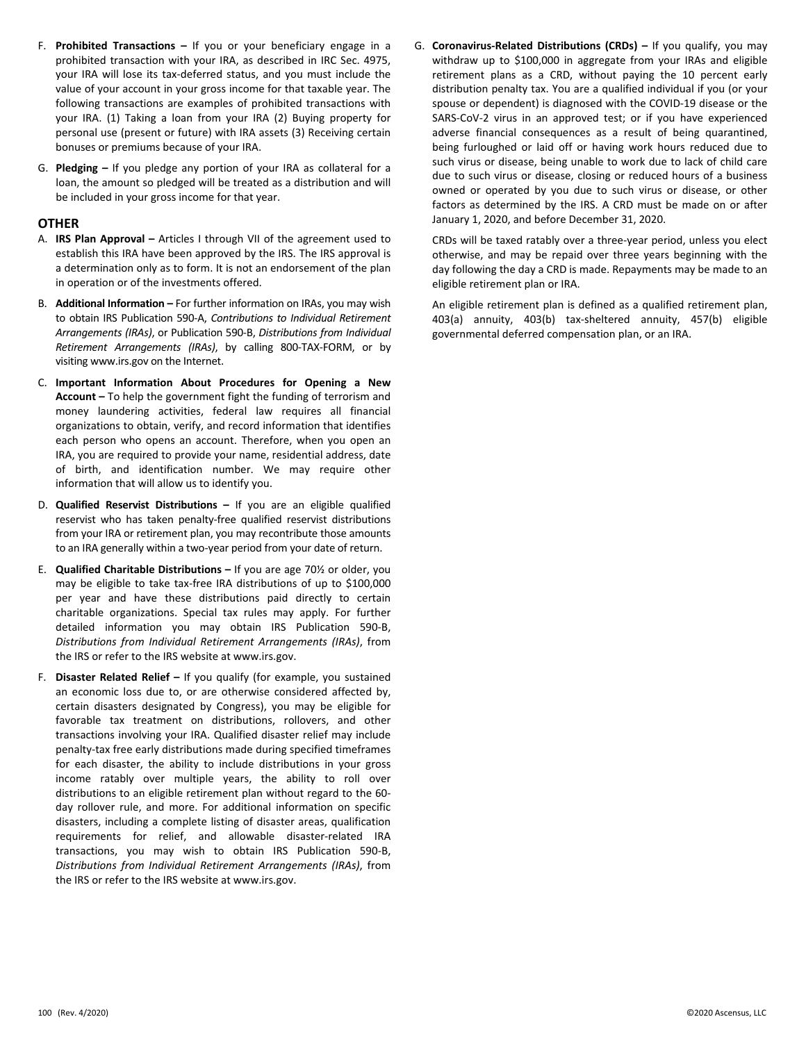F. **Prohibited Transactions –** If you or your beneficiary engage in a prohibited transaction with your IRA, as described in IRC Sec. 4975, your IRA will lose its tax-deferred status, and you must include the value of your account in your gross income for that taxable year. The following transactions are examples of prohibited transactions with your IRA. (1) Taking a loan from your IRA (2) Buying property for personal use (present or future) with IRA assets (3) Receiving certain bonuses or premiums because of your IRA.

G. **Pledging –** If you pledge any portion of your IRA as collateral for a loan, the amount so pledged will be treated as a distribution and will be included in your gross income for that year.

## OTHER

A. **IRS Plan Approval –** Articles I through VII of the agreement used to establish this IRA have been approved by the IRS. The IRS approval is a determination only as to form. It is not an endorsement of the plan in operation or of the investments offered.

B. **Additional Information –** For further information on IRAs, you may wish to obtain IRS Publication 590-A, *Contributions to Individual Retirement Arrangements (IRAs)*, or Publication 590-B, *Distributions from Individual Retirement Arrangements (IRAs)*, by calling 800-TAX-FORM, or by visiting www.irs.gov on the Internet.

C. **Important Information About Procedures for Opening a New Account –** To help the government fight the funding of terrorism and money laundering activities, federal law requires all financial organizations to obtain, verify, and record information that identifies each person who opens an account. Therefore, when you open an IRA, you are required to provide your name, residential address, date of birth, and identification number. We may require other information that will allow us to identify you.

D. **Qualified Reservist Distributions –** If you are an eligible qualified reservist who has taken penalty-free qualified reservist distributions from your IRA or retirement plan, you may recontribute those amounts to an IRA generally within a two-year period from your date of return.

E. **Qualified Charitable Distributions –** If you are age 70½ or older, you may be eligible to take tax-free IRA distributions of up to $100,000 per year and have these distributions paid directly to certain charitable organizations. Special tax rules may apply. For further detailed information you may obtain IRS Publication 590-B, *Distributions from Individual Retirement Arrangements (IRAs)*, from the IRS or refer to the IRS website at www.irs.gov.

F. **Disaster Related Relief –** If you qualify (for example, you sustained an economic loss due to, or are otherwise considered affected by, certain disasters designated by Congress), you may be eligible for favorable tax treatment on distributions, rollovers, and other transactions involving your IRA. Qualified disaster relief may include penalty-tax free early distributions made during specified timeframes for each disaster, the ability to include distributions in your gross income ratably over multiple years, the ability to roll over distributions to an eligible retirement plan without regard to the 60-day rollover rule, and more. For additional information on specific disasters, including a complete listing of disaster areas, qualification requirements for relief, and allowable disaster-related IRA transactions, you may wish to obtain IRS Publication 590-B, *Distributions from Individual Retirement Arrangements (IRAs)*, from the IRS or refer to the IRS website at www.irs.gov.

G. **Coronavirus-Related Distributions (CRDs) –** If you qualify, you may withdraw up to $100,000 in aggregate from your IRAs and eligible retirement plans as a CRD, without paying the 10 percent early distribution penalty tax. You are a qualified individual if you (or your spouse or dependent) is diagnosed with the COVID-19 disease or the SARS-CoV-2 virus in an approved test; or if you have experienced adverse financial consequences as a result of being quarantined, being furloughed or laid off or having work hours reduced due to such virus or disease, being unable to work due to lack of child care due to such virus or disease, closing or reduced hours of a business owned or operated by you due to such virus or disease, or other factors as determined by the IRS. A CRD must be made on or after January 1, 2020, and before December 31, 2020.

CRDs will be taxed ratably over a three-year period, unless you elect otherwise, and may be repaid over three years beginning with the day following the day a CRD is made. Repayments may be made to an eligible retirement plan or IRA.

An eligible retirement plan is defined as a qualified retirement plan, 403(a) annuity, 403(b) tax-sheltered annuity, 457(b) eligible governmental deferred compensation plan, or an IRA.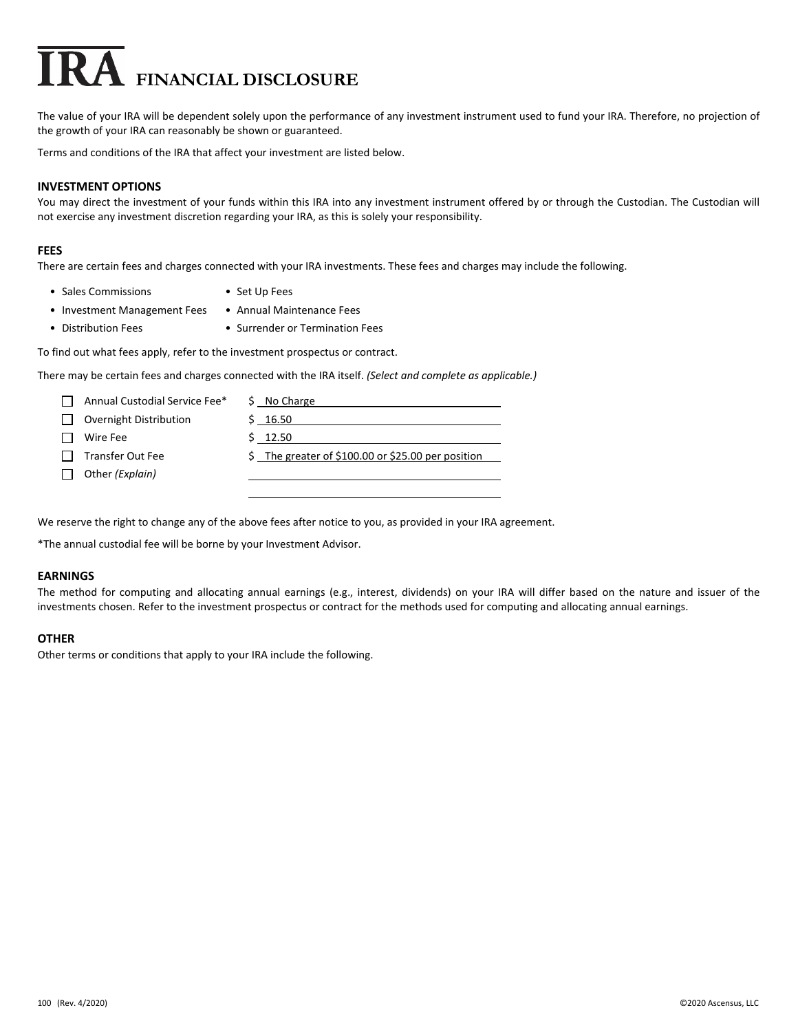# IRA FINANCIAL DISCLOSURE

The value of your IRA will be dependent solely upon the performance of any investment instrument used to fund your IRA. Therefore, no projection of the growth of your IRA can reasonably be shown or guaranteed.

Terms and conditions of the IRA that affect your investment are listed below.

### INVESTMENT OPTIONS

You may direct the investment of your funds within this IRA into any investment instrument offered by or through the Custodian. The Custodian will not exercise any investment discretion regarding your IRA, as this is solely your responsibility.

### FEES

There are certain fees and charges connected with your IRA investments. These fees and charges may include the following.

- Sales Commissions
- Set Up Fees
- Investment Management Fees
- Annual Maintenance Fees
- Distribution Fees
- Surrender or Termination Fees

To find out what fees apply, refer to the investment prospectus or contract.

There may be certain fees and charges connected with the IRA itself. *(Select and complete as applicable.)*

| | |
|---|---|
| ☐ Annual Custodial Service Fee* | $ No Charge |
| ☐ Overnight Distribution | $ 16.50 |
| ☐ Wire Fee | $ 12.50 |
| ☐ Transfer Out Fee | $ The greater of $100.00 or $25.00 per position |
| ☐ Other *(Explain)* | |

We reserve the right to change any of the above fees after notice to you, as provided in your IRA agreement.

*The annual custodial fee will be borne by your Investment Advisor.

### EARNINGS

The method for computing and allocating annual earnings (e.g., interest, dividends) on your IRA will differ based on the nature and issuer of the investments chosen. Refer to the investment prospectus or contract for the methods used for computing and allocating annual earnings.

### OTHER

Other terms or conditions that apply to your IRA include the following.

100 (Rev. 4/2020) ©2020 Ascensus, LLC